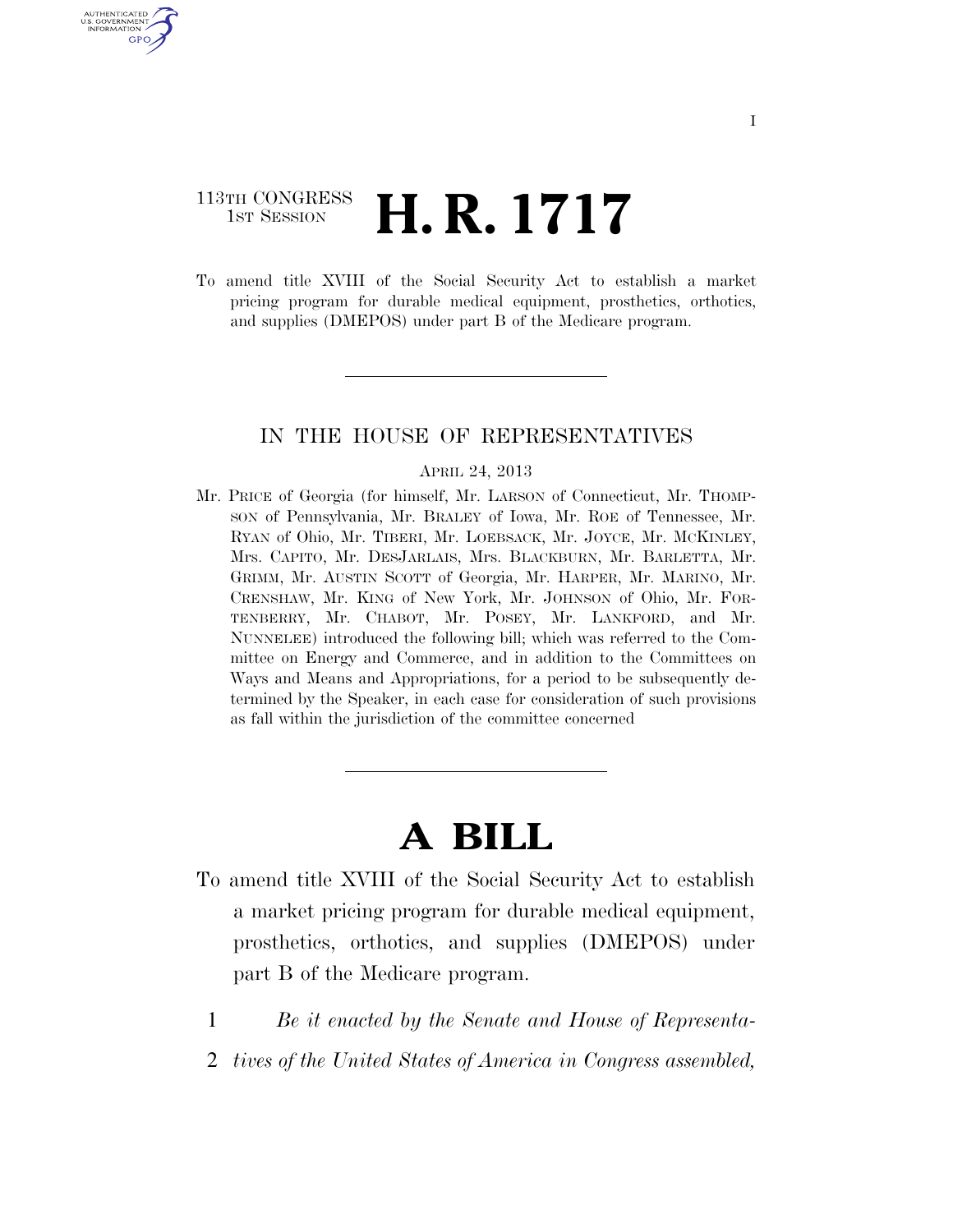113TH CONGRESS
1ST SESSION

# H. R. 1717

To amend title XVIII of the Social Security Act to establish a market pricing program for durable medical equipment, prosthetics, orthotics, and supplies (DMEPOS) under part B of the Medicare program.

IN THE HOUSE OF REPRESENTATIVES

APRIL 24, 2013

Mr. PRICE of Georgia (for himself, Mr. LARSON of Connecticut, Mr. THOMPSON of Pennsylvania, Mr. BRALEY of Iowa, Mr. ROE of Tennessee, Mr. RYAN of Ohio, Mr. TIBERI, Mr. LOEBSACK, Mr. JOYCE, Mr. MCKINLEY, Mrs. CAPITO, Mr. DESJARLAIS, Mrs. BLACKBURN, Mr. BARLETTA, Mr. GRIMM, Mr. AUSTIN SCOTT of Georgia, Mr. HARPER, Mr. MARINO, Mr. CRENSHAW, Mr. KING of New York, Mr. JOHNSON of Ohio, Mr. FORTENBERRY, Mr. CHABOT, Mr. POSEY, Mr. LANKFORD, and Mr. NUNNELEE) introduced the following bill; which was referred to the Committee on Energy and Commerce, and in addition to the Committees on Ways and Means and Appropriations, for a period to be subsequently determined by the Speaker, in each case for consideration of such provisions as fall within the jurisdiction of the committee concerned

# A BILL

To amend title XVIII of the Social Security Act to establish a market pricing program for durable medical equipment, prosthetics, orthotics, and supplies (DMEPOS) under part B of the Medicare program.

1 *Be it enacted by the Senate and House of Representa-*
2 *tives of the United States of America in Congress assembled,*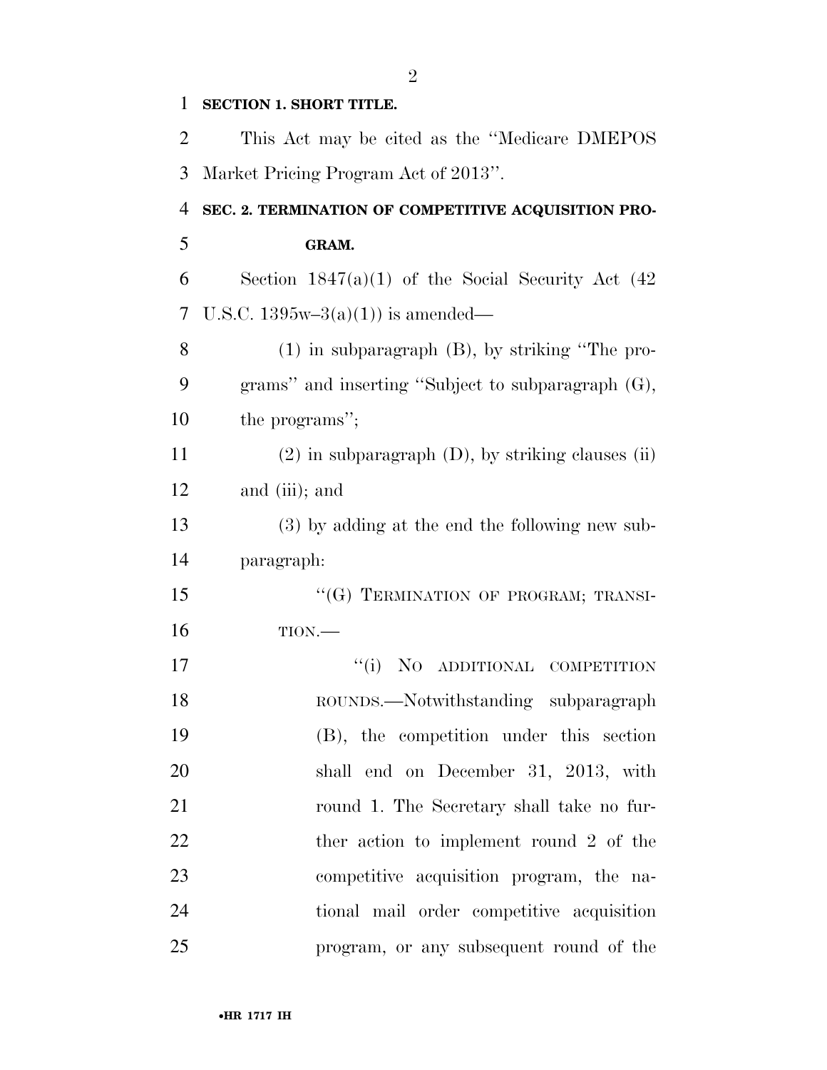**SECTION 1. SHORT TITLE.**

This Act may be cited as the ''Medicare DMEPOS Market Pricing Program Act of 2013''.

**SEC. 2. TERMINATION OF COMPETITIVE ACQUISITION PROGRAM.**

Section 1847(a)(1) of the Social Security Act (42 U.S.C. 1395w–3(a)(1)) is amended—

(1) in subparagraph (B), by striking ''The programs'' and inserting ''Subject to subparagraph (G), the programs'';

(2) in subparagraph (D), by striking clauses (ii) and (iii); and

(3) by adding at the end the following new subparagraph:

''(G) TERMINATION OF PROGRAM; TRANSITION.—

''(i) NO ADDITIONAL COMPETITION ROUNDS.—Notwithstanding subparagraph (B), the competition under this section shall end on December 31, 2013, with round 1. The Secretary shall take no further action to implement round 2 of the competitive acquisition program, the national mail order competitive acquisition program, or any subsequent round of the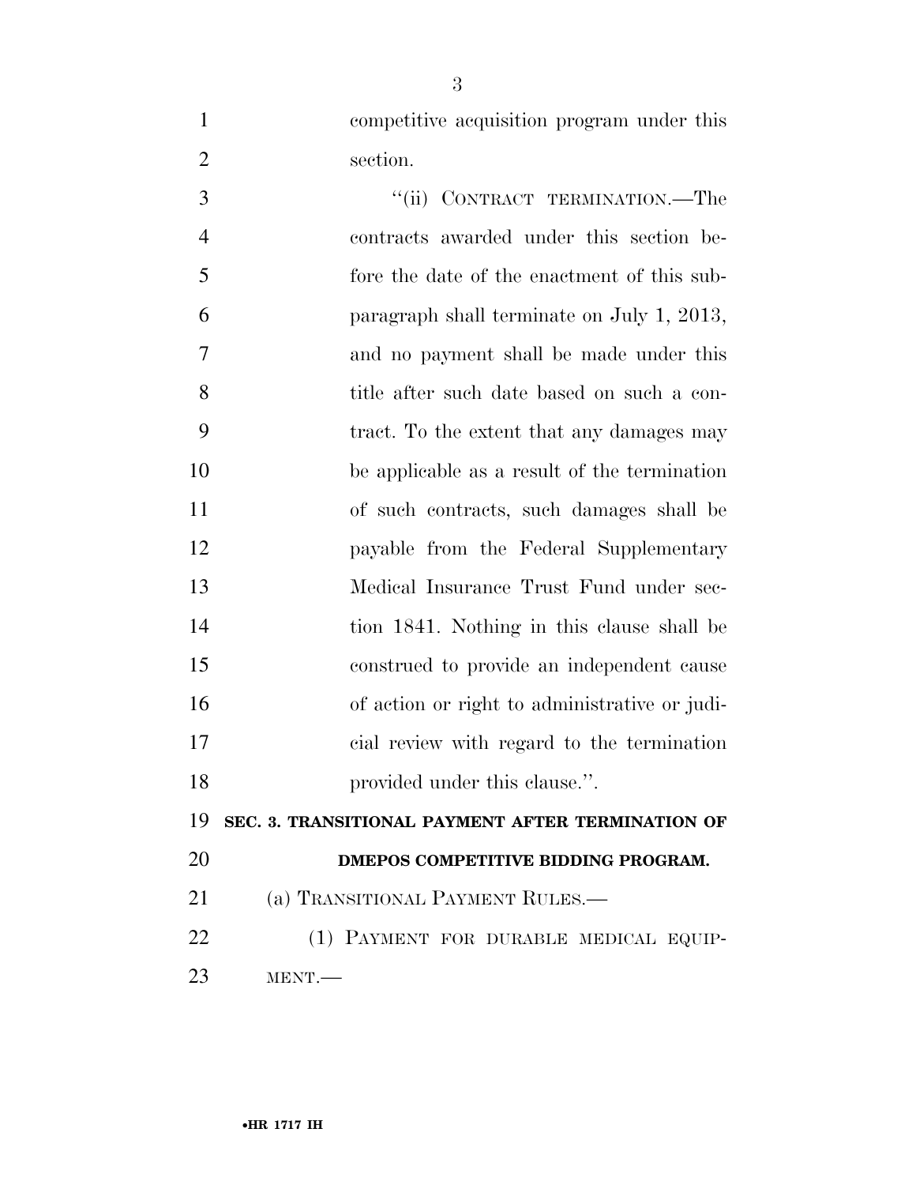competitive acquisition program under this section.

"(ii) CONTRACT TERMINATION.—The contracts awarded under this section before the date of the enactment of this subparagraph shall terminate on July 1, 2013, and no payment shall be made under this title after such date based on such a contract. To the extent that any damages may be applicable as a result of the termination of such contracts, such damages shall be payable from the Federal Supplementary Medical Insurance Trust Fund under section 1841. Nothing in this clause shall be construed to provide an independent cause of action or right to administrative or judicial review with regard to the termination provided under this clause.".

**SEC. 3. TRANSITIONAL PAYMENT AFTER TERMINATION OF DMEPOS COMPETITIVE BIDDING PROGRAM.**

(a) TRANSITIONAL PAYMENT RULES.—

(1) PAYMENT FOR DURABLE MEDICAL EQUIPMENT.—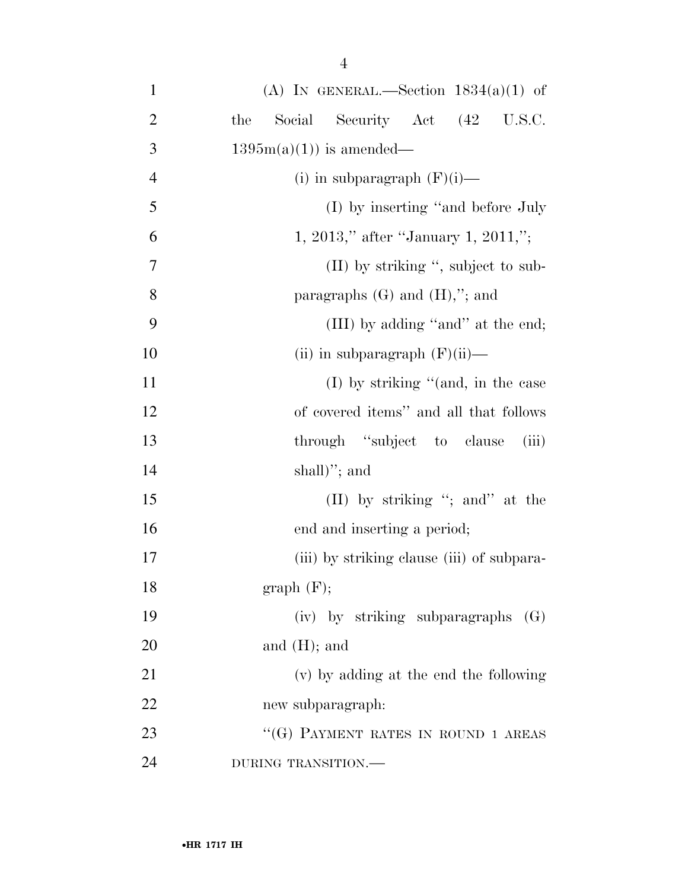(A) IN GENERAL.—Section 1834(a)(1) of the Social Security Act (42 U.S.C. 1395m(a)(1)) is amended—

(i) in subparagraph (F)(i)—

(I) by inserting "and before July 1, 2013," after "January 1, 2011,";

(II) by striking ", subject to subparagraphs (G) and (H),"; and

(III) by adding "and" at the end;

(ii) in subparagraph (F)(ii)—

(I) by striking "(and, in the case of covered items" and all that follows through "subject to clause (iii) shall)"; and

(II) by striking "; and" at the end and inserting a period;

(iii) by striking clause (iii) of subparagraph (F);

(iv) by striking subparagraphs (G) and (H); and

(v) by adding at the end the following new subparagraph:

"(G) PAYMENT RATES IN ROUND 1 AREAS DURING TRANSITION.—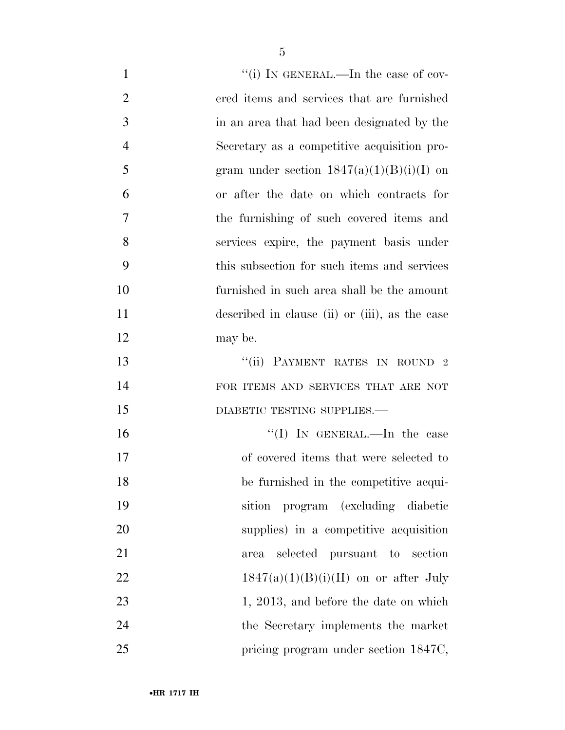"(i) IN GENERAL.—In the case of covered items and services that are furnished in an area that had been designated by the Secretary as a competitive acquisition program under section 1847(a)(1)(B)(i)(I) on or after the date on which contracts for the furnishing of such covered items and services expire, the payment basis under this subsection for such items and services furnished in such area shall be the amount described in clause (ii) or (iii), as the case may be.

"(ii) PAYMENT RATES IN ROUND 2 FOR ITEMS AND SERVICES THAT ARE NOT DIABETIC TESTING SUPPLIES.—

"(I) IN GENERAL.—In the case of covered items that were selected to be furnished in the competitive acquisition program (excluding diabetic supplies) in a competitive acquisition area selected pursuant to section 1847(a)(1)(B)(i)(II) on or after July 1, 2013, and before the date on which the Secretary implements the market pricing program under section 1847C,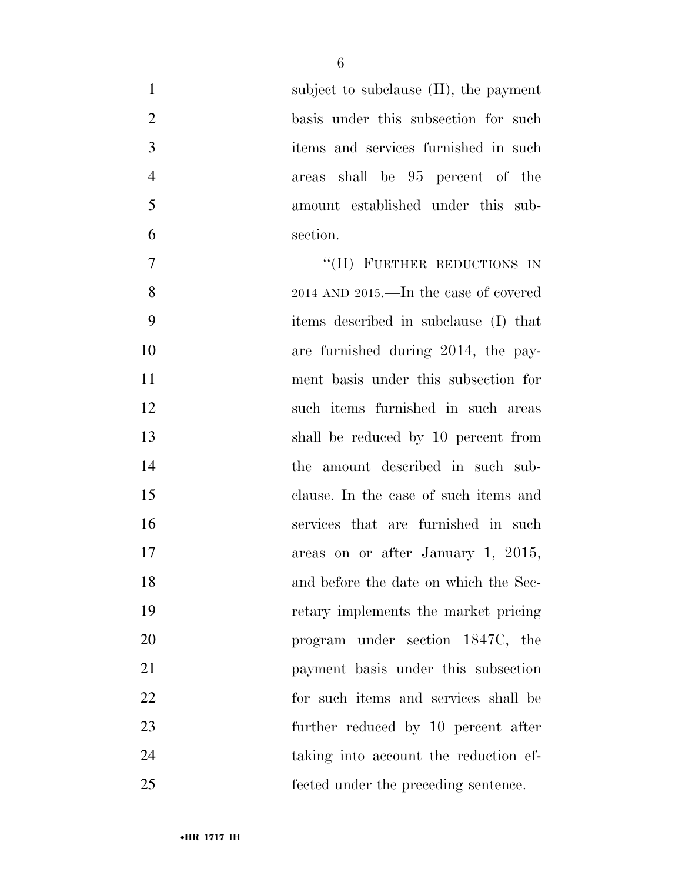subject to subclause (II), the payment basis under this subsection for such items and services furnished in such areas shall be 95 percent of the amount established under this subsection.

"(II) FURTHER REDUCTIONS IN 2014 AND 2015.—In the case of covered items described in subclause (I) that are furnished during 2014, the payment basis under this subsection for such items furnished in such areas shall be reduced by 10 percent from the amount described in such subclause. In the case of such items and services that are furnished in such areas on or after January 1, 2015, and before the date on which the Secretary implements the market pricing program under section 1847C, the payment basis under this subsection for such items and services shall be further reduced by 10 percent after taking into account the reduction effected under the preceding sentence.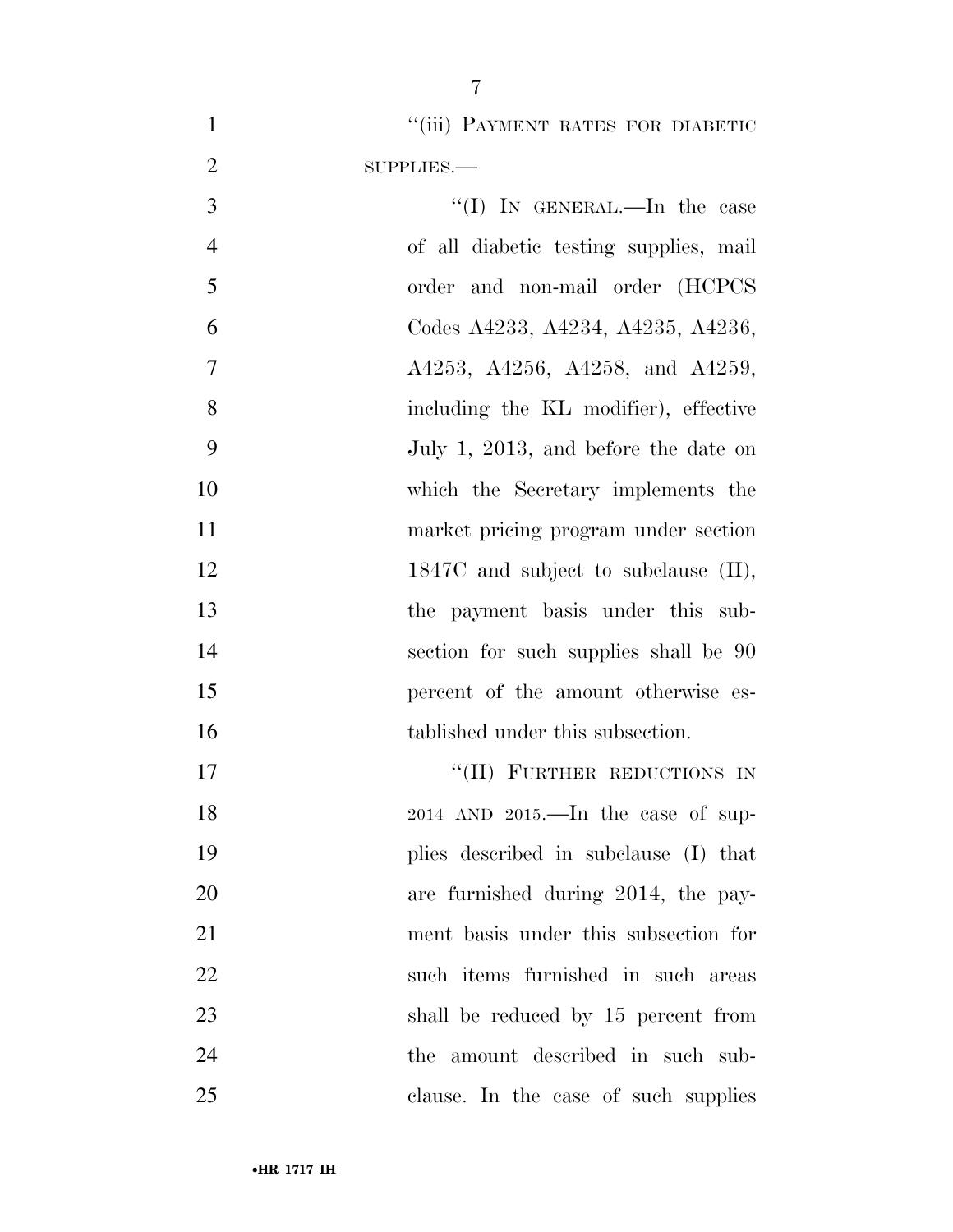"(iii) PAYMENT RATES FOR DIABETIC SUPPLIES.—

"(I) IN GENERAL.—In the case of all diabetic testing supplies, mail order and non-mail order (HCPCS Codes A4233, A4234, A4235, A4236, A4253, A4256, A4258, and A4259, including the KL modifier), effective July 1, 2013, and before the date on which the Secretary implements the market pricing program under section 1847C and subject to subclause (II), the payment basis under this subsection for such supplies shall be 90 percent of the amount otherwise established under this subsection.

"(II) FURTHER REDUCTIONS IN 2014 AND 2015.—In the case of supplies described in subclause (I) that are furnished during 2014, the payment basis under this subsection for such items furnished in such areas shall be reduced by 15 percent from the amount described in such subclause. In the case of such supplies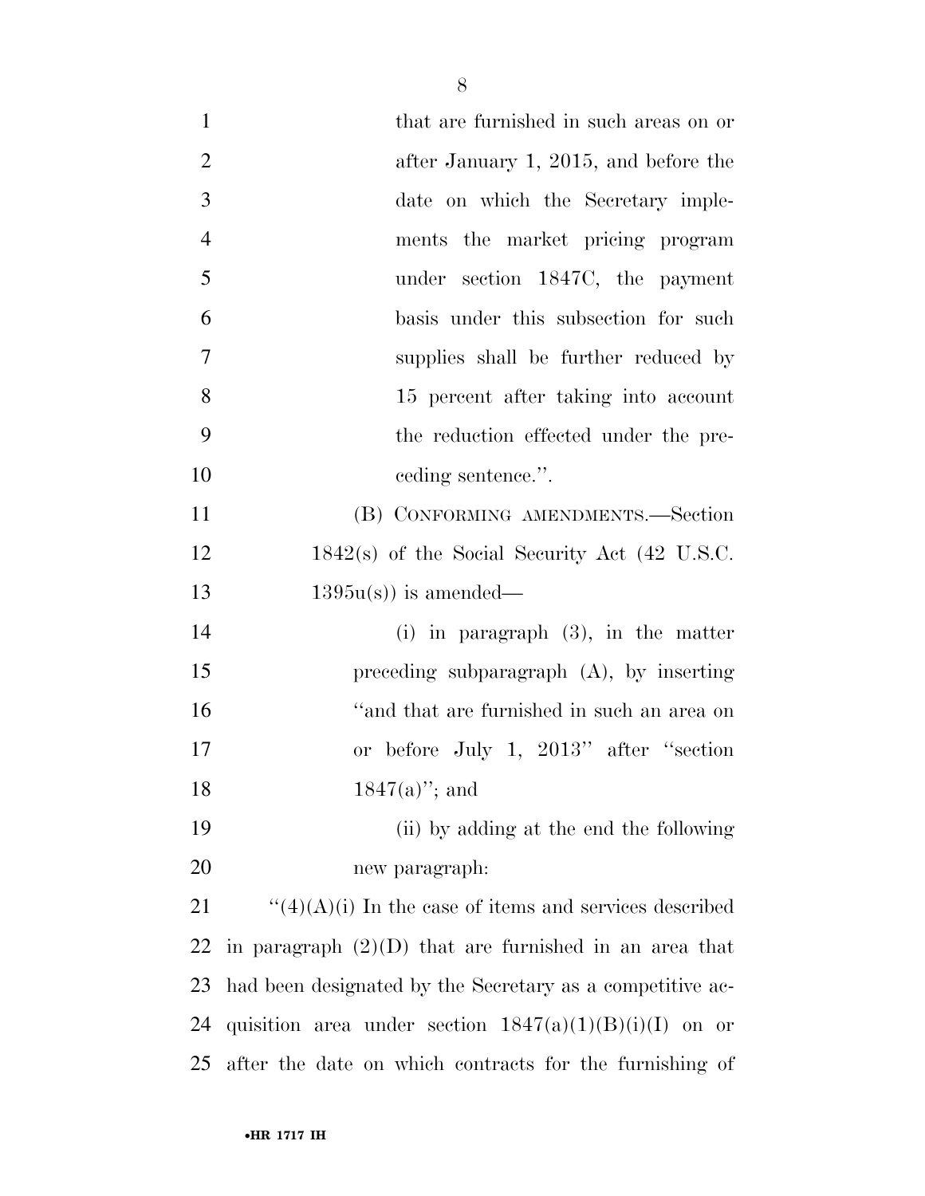that are furnished in such areas on or after January 1, 2015, and before the date on which the Secretary implements the market pricing program under section 1847C, the payment basis under this subsection for such supplies shall be further reduced by 15 percent after taking into account the reduction effected under the preceding sentence.''.

(B) CONFORMING AMENDMENTS.—Section 1842(s) of the Social Security Act (42 U.S.C. 1395u(s)) is amended—

(i) in paragraph (3), in the matter preceding subparagraph (A), by inserting ''and that are furnished in such an area on or before July 1, 2013'' after ''section 1847(a)''; and

(ii) by adding at the end the following new paragraph:

''(4)(A)(i) In the case of items and services described in paragraph (2)(D) that are furnished in an area that had been designated by the Secretary as a competitive acquisition area under section 1847(a)(1)(B)(i)(I) on or after the date on which contracts for the furnishing of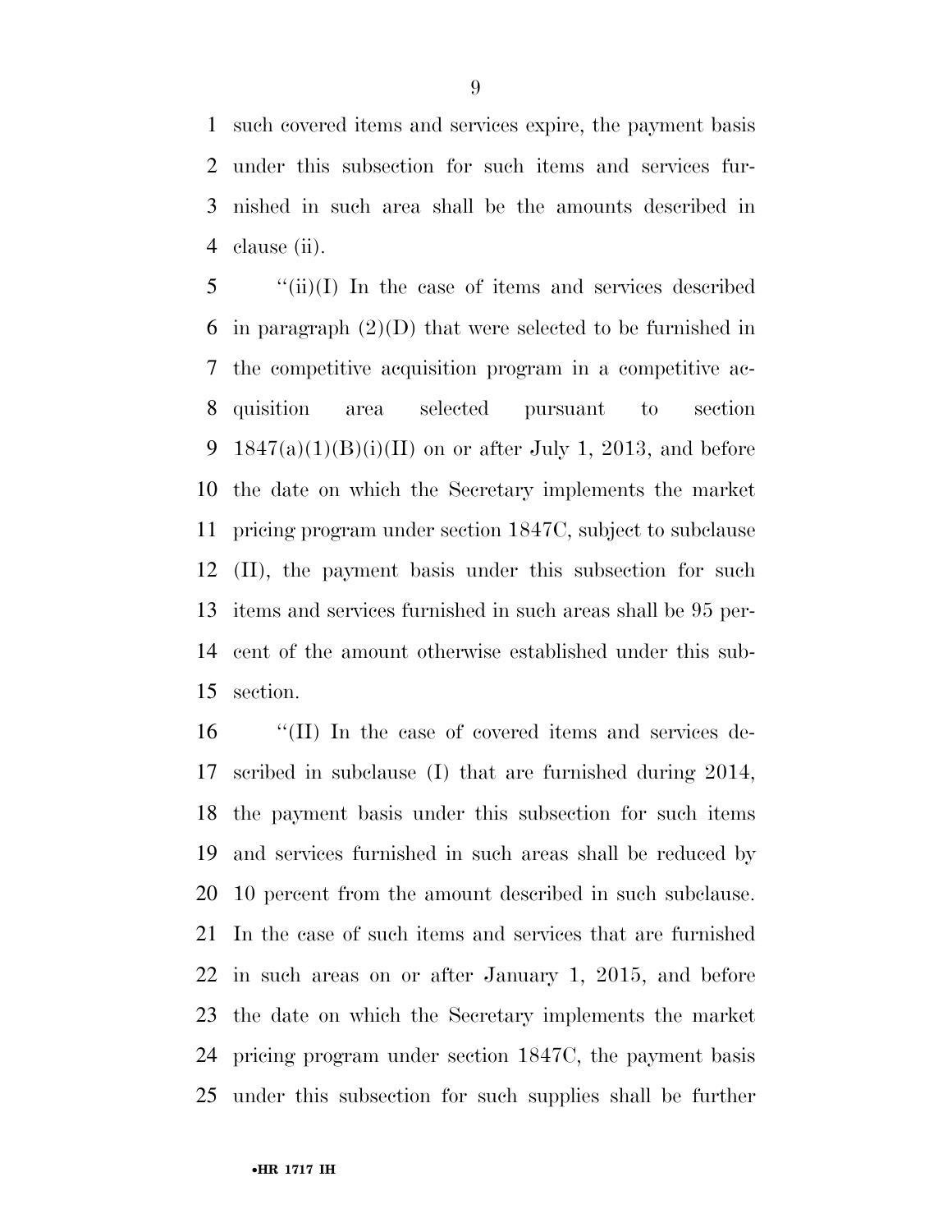such covered items and services expire, the payment basis under this subsection for such items and services furnished in such area shall be the amounts described in clause (ii).

"(ii)(I) In the case of items and services described in paragraph (2)(D) that were selected to be furnished in the competitive acquisition program in a competitive acquisition area selected pursuant to section 1847(a)(1)(B)(i)(II) on or after July 1, 2013, and before the date on which the Secretary implements the market pricing program under section 1847C, subject to subclause (II), the payment basis under this subsection for such items and services furnished in such areas shall be 95 percent of the amount otherwise established under this subsection.

"(II) In the case of covered items and services described in subclause (I) that are furnished during 2014, the payment basis under this subsection for such items and services furnished in such areas shall be reduced by 10 percent from the amount described in such subclause. In the case of such items and services that are furnished in such areas on or after January 1, 2015, and before the date on which the Secretary implements the market pricing program under section 1847C, the payment basis under this subsection for such supplies shall be further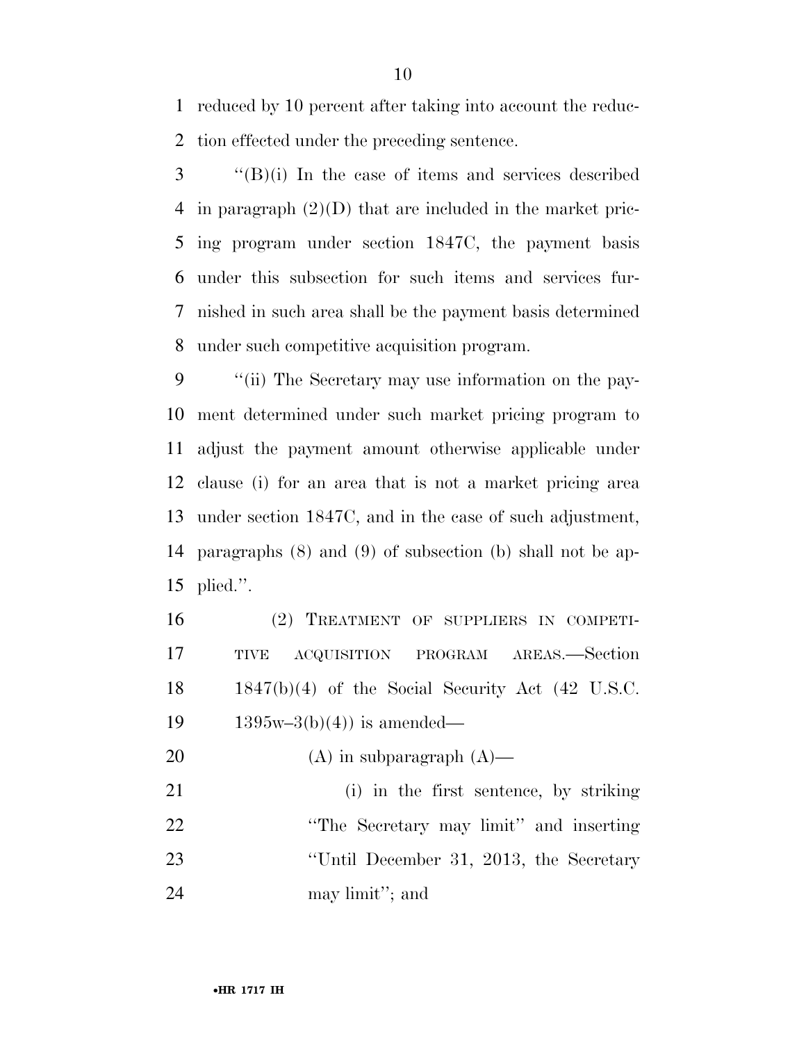reduced by 10 percent after taking into account the reduction effected under the preceding sentence.

"(B)(i) In the case of items and services described in paragraph (2)(D) that are included in the market pricing program under section 1847C, the payment basis under this subsection for such items and services furnished in such area shall be the payment basis determined under such competitive acquisition program.

"(ii) The Secretary may use information on the payment determined under such market pricing program to adjust the payment amount otherwise applicable under clause (i) for an area that is not a market pricing area under section 1847C, and in the case of such adjustment, paragraphs (8) and (9) of subsection (b) shall not be applied.".

(2) TREATMENT OF SUPPLIERS IN COMPETITIVE ACQUISITION PROGRAM AREAS.—Section 1847(b)(4) of the Social Security Act (42 U.S.C. 1395w–3(b)(4)) is amended—

(A) in subparagraph (A)—

(i) in the first sentence, by striking "The Secretary may limit" and inserting "Until December 31, 2013, the Secretary may limit"; and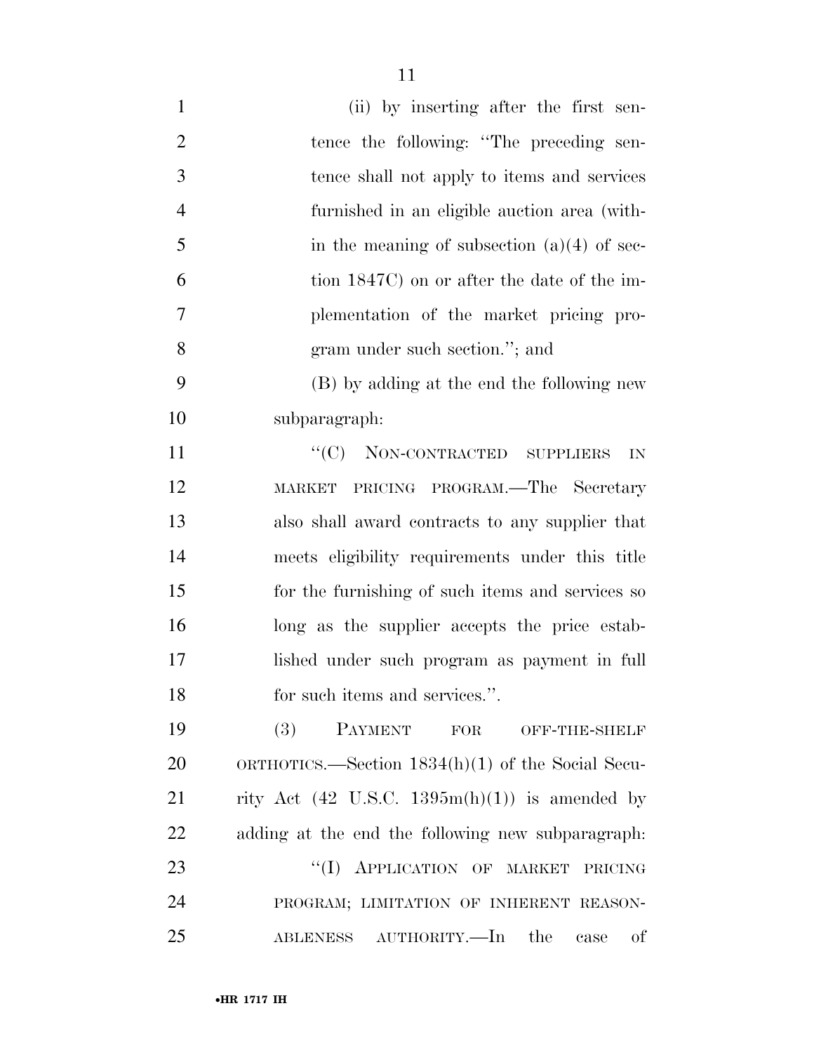(ii) by inserting after the first sentence the following: "The preceding sentence shall not apply to items and services furnished in an eligible auction area (within the meaning of subsection (a)(4) of section 1847C) on or after the date of the implementation of the market pricing program under such section."; and

(B) by adding at the end the following new subparagraph:

"(C) NON-CONTRACTED SUPPLIERS IN MARKET PRICING PROGRAM.—The Secretary also shall award contracts to any supplier that meets eligibility requirements under this title for the furnishing of such items and services so long as the supplier accepts the price established under such program as payment in full for such items and services.".

(3) PAYMENT FOR OFF-THE-SHELF ORTHOTICS.—Section 1834(h)(1) of the Social Security Act (42 U.S.C. 1395m(h)(1)) is amended by adding at the end the following new subparagraph:

"(I) APPLICATION OF MARKET PRICING PROGRAM; LIMITATION OF INHERENT REASONABLENESS AUTHORITY.—In the case of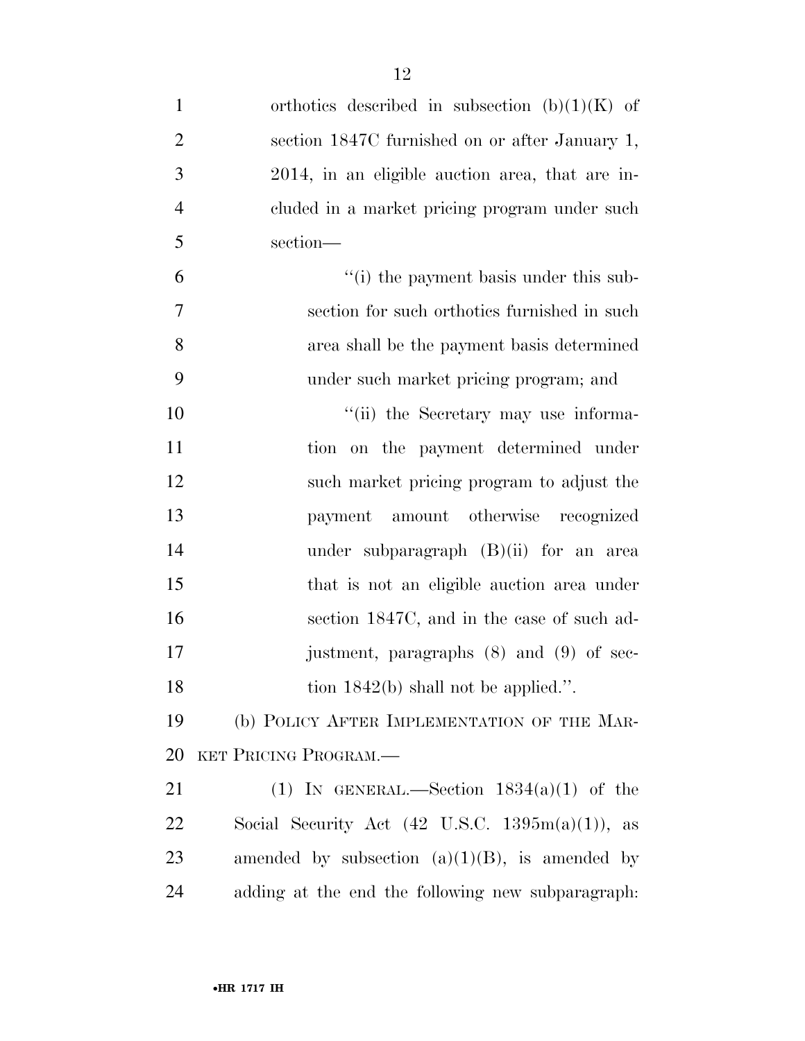orthotics described in subsection (b)(1)(K) of section 1847C furnished on or after January 1, 2014, in an eligible auction area, that are included in a market pricing program under such section—

"(i) the payment basis under this subsection for such orthotics furnished in such area shall be the payment basis determined under such market pricing program; and

"(ii) the Secretary may use information on the payment determined under such market pricing program to adjust the payment amount otherwise recognized under subparagraph (B)(ii) for an area that is not an eligible auction area under section 1847C, and in the case of such adjustment, paragraphs (8) and (9) of section 1842(b) shall not be applied.".

(b) POLICY AFTER IMPLEMENTATION OF THE MARKET PRICING PROGRAM.—

(1) IN GENERAL.—Section 1834(a)(1) of the Social Security Act (42 U.S.C. 1395m(a)(1)), as amended by subsection (a)(1)(B), is amended by adding at the end the following new subparagraph: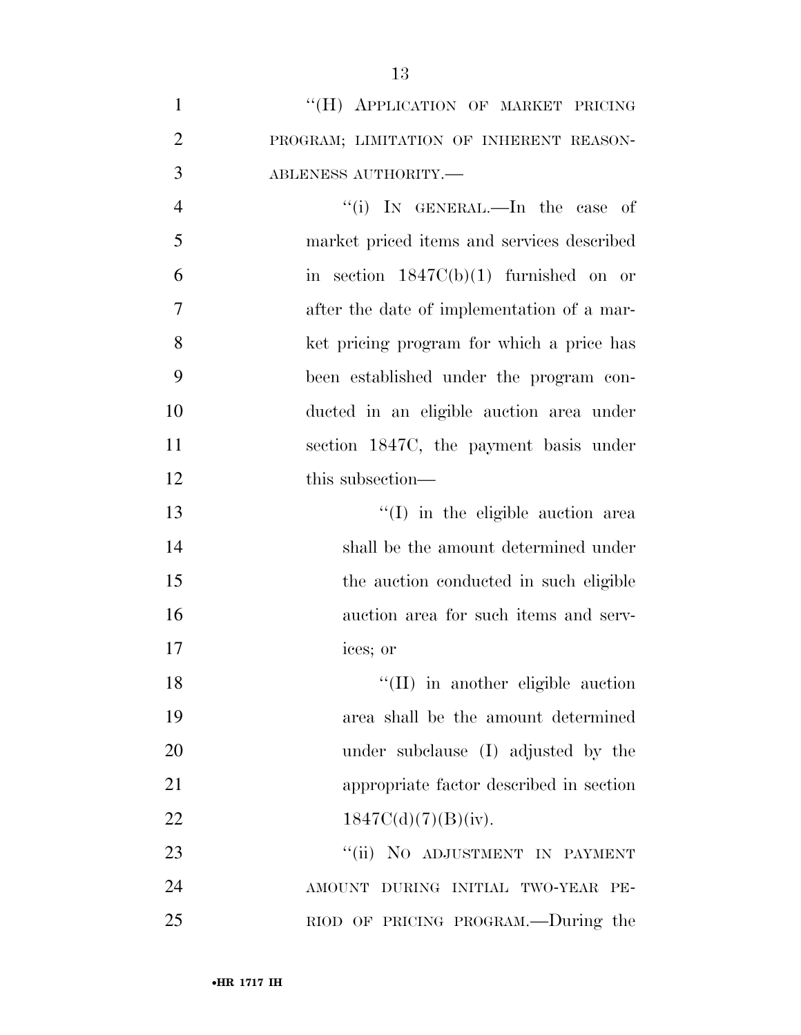"(H) APPLICATION OF MARKET PRICING PROGRAM; LIMITATION OF INHERENT REASONABLENESS AUTHORITY.—

"(i) IN GENERAL.—In the case of market priced items and services described in section 1847C(b)(1) furnished on or after the date of implementation of a market pricing program for which a price has been established under the program conducted in an eligible auction area under section 1847C, the payment basis under this subsection—

"(I) in the eligible auction area shall be the amount determined under the auction conducted in such eligible auction area for such items and services; or

"(II) in another eligible auction area shall be the amount determined under subclause (I) adjusted by the appropriate factor described in section 1847C(d)(7)(B)(iv).

"(ii) NO ADJUSTMENT IN PAYMENT AMOUNT DURING INITIAL TWO-YEAR PERIOD OF PRICING PROGRAM.—During the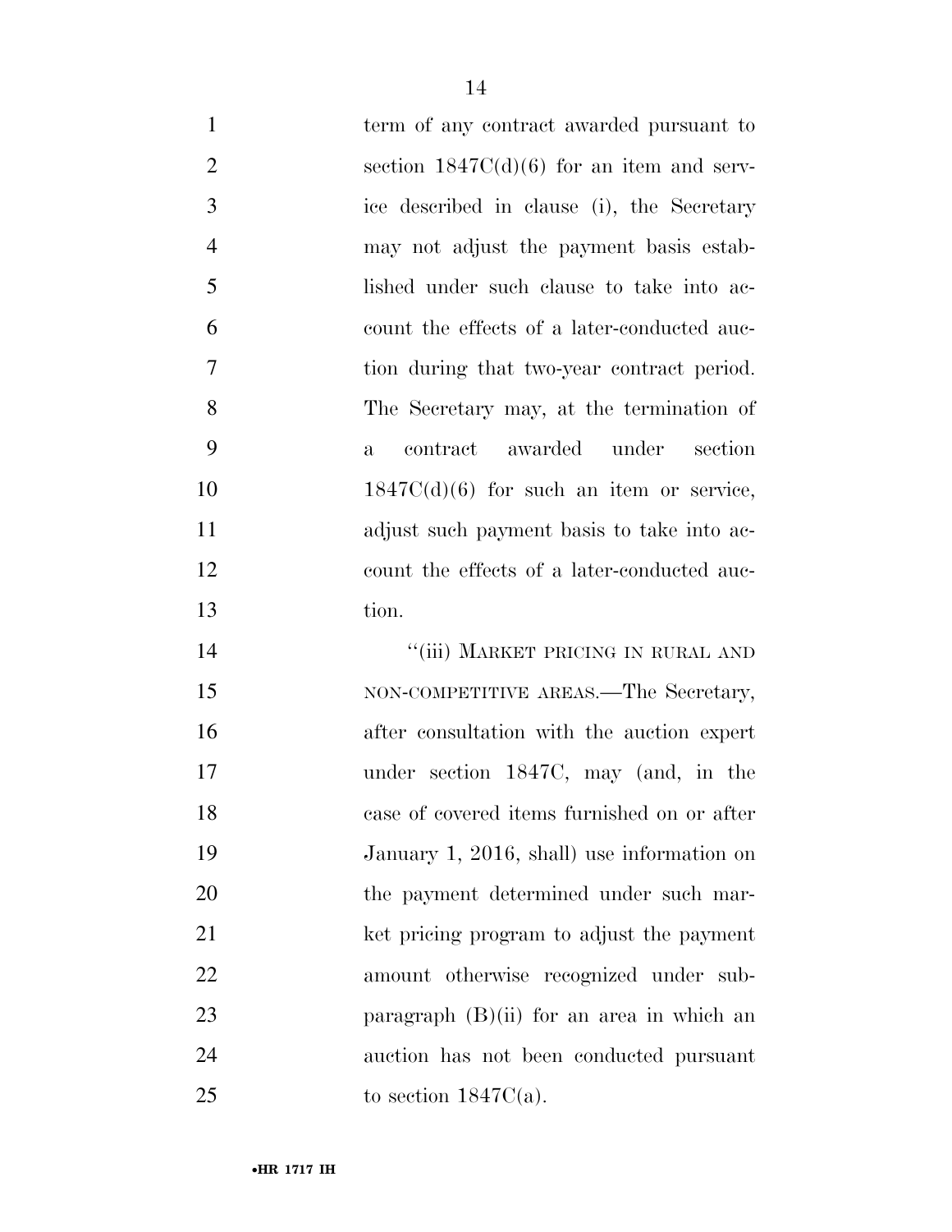term of any contract awarded pursuant to section 1847C(d)(6) for an item and service described in clause (i), the Secretary may not adjust the payment basis established under such clause to take into account the effects of a later-conducted auction during that two-year contract period. The Secretary may, at the termination of a contract awarded under section 1847C(d)(6) for such an item or service, adjust such payment basis to take into account the effects of a later-conducted auction.

"(iii) MARKET PRICING IN RURAL AND NON-COMPETITIVE AREAS.—The Secretary, after consultation with the auction expert under section 1847C, may (and, in the case of covered items furnished on or after January 1, 2016, shall) use information on the payment determined under such market pricing program to adjust the payment amount otherwise recognized under subparagraph (B)(ii) for an area in which an auction has not been conducted pursuant to section 1847C(a).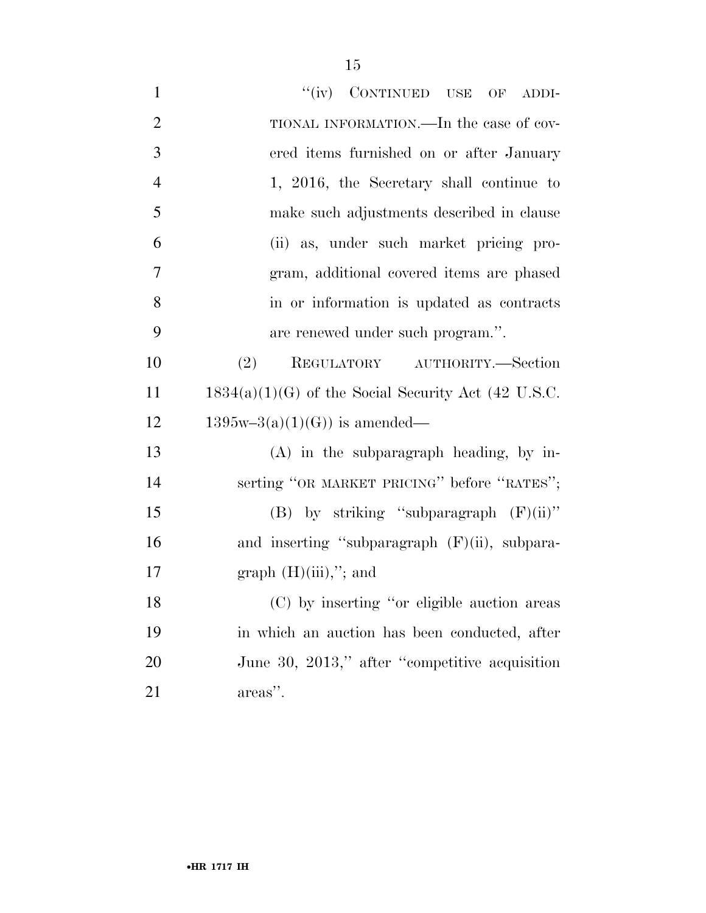"(iv) CONTINUED USE OF ADDITIONAL INFORMATION.—In the case of covered items furnished on or after January 1, 2016, the Secretary shall continue to make such adjustments described in clause (ii) as, under such market pricing program, additional covered items are phased in or information is updated as contracts are renewed under such program.".

(2) REGULATORY AUTHORITY.—Section 1834(a)(1)(G) of the Social Security Act (42 U.S.C. 1395w–3(a)(1)(G)) is amended—

(A) in the subparagraph heading, by inserting "OR MARKET PRICING" before "RATES";

(B) by striking "subparagraph (F)(ii)" and inserting "subparagraph (F)(ii), subparagraph (H)(iii),"; and

(C) by inserting "or eligible auction areas in which an auction has been conducted, after June 30, 2013," after "competitive acquisition areas".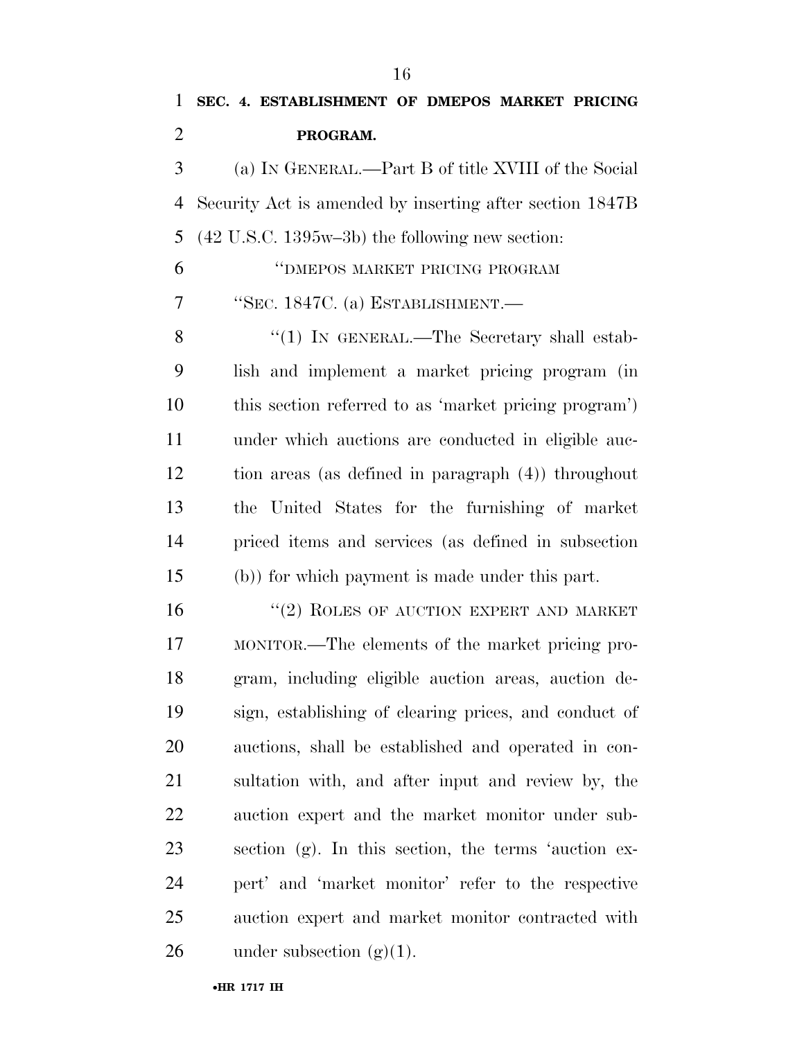**SEC. 4. ESTABLISHMENT OF DMEPOS MARKET PRICING PROGRAM.**

(a) IN GENERAL.—Part B of title XVIII of the Social Security Act is amended by inserting after section 1847B (42 U.S.C. 1395w–3b) the following new section:

"DMEPOS MARKET PRICING PROGRAM

"SEC. 1847C. (a) ESTABLISHMENT.—

"(1) IN GENERAL.—The Secretary shall establish and implement a market pricing program (in this section referred to as 'market pricing program') under which auctions are conducted in eligible auction areas (as defined in paragraph (4)) throughout the United States for the furnishing of market priced items and services (as defined in subsection (b)) for which payment is made under this part.

"(2) ROLES OF AUCTION EXPERT AND MARKET MONITOR.—The elements of the market pricing program, including eligible auction areas, auction design, establishing of clearing prices, and conduct of auctions, shall be established and operated in consultation with, and after input and review by, the auction expert and the market monitor under subsection (g). In this section, the terms 'auction expert' and 'market monitor' refer to the respective auction expert and market monitor contracted with under subsection (g)(1).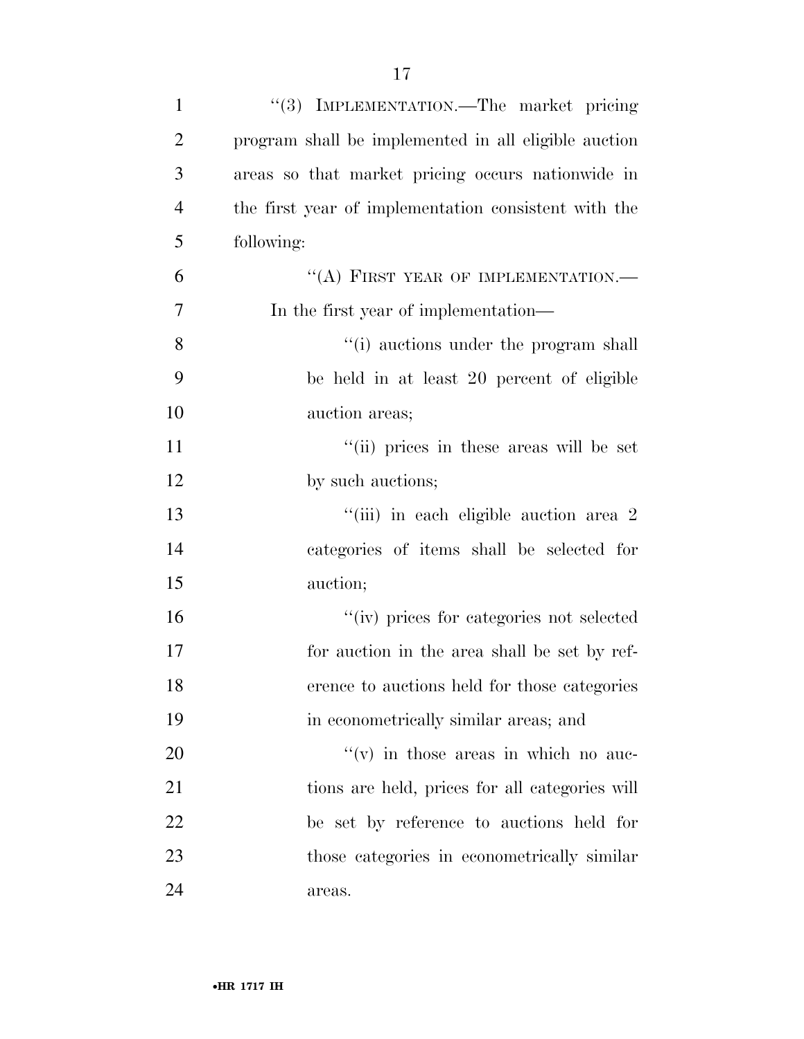"(3) IMPLEMENTATION.—The market pricing program shall be implemented in all eligible auction areas so that market pricing occurs nationwide in the first year of implementation consistent with the following:

"(A) FIRST YEAR OF IMPLEMENTATION.— In the first year of implementation—

"(i) auctions under the program shall be held in at least 20 percent of eligible auction areas;

"(ii) prices in these areas will be set by such auctions;

"(iii) in each eligible auction area 2 categories of items shall be selected for auction;

"(iv) prices for categories not selected for auction in the area shall be set by reference to auctions held for those categories in econometrically similar areas; and

"(v) in those areas in which no auctions are held, prices for all categories will be set by reference to auctions held for those categories in econometrically similar areas.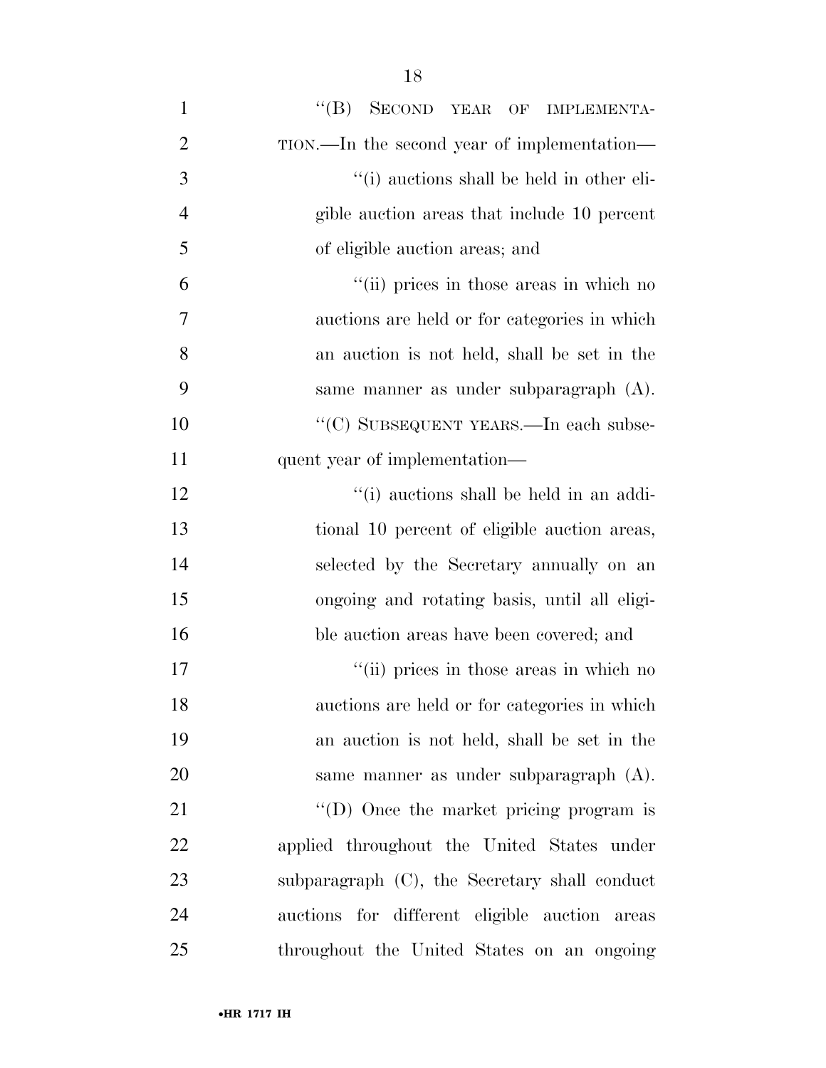"(B) SECOND YEAR OF IMPLEMENTATION.—In the second year of implementation—

"(i) auctions shall be held in other eligible auction areas that include 10 percent of eligible auction areas; and

"(ii) prices in those areas in which no auctions are held or for categories in which an auction is not held, shall be set in the same manner as under subparagraph (A).

"(C) SUBSEQUENT YEARS.—In each subsequent year of implementation—

"(i) auctions shall be held in an additional 10 percent of eligible auction areas, selected by the Secretary annually on an ongoing and rotating basis, until all eligible auction areas have been covered; and

"(ii) prices in those areas in which no auctions are held or for categories in which an auction is not held, shall be set in the same manner as under subparagraph (A).

"(D) Once the market pricing program is applied throughout the United States under subparagraph (C), the Secretary shall conduct auctions for different eligible auction areas throughout the United States on an ongoing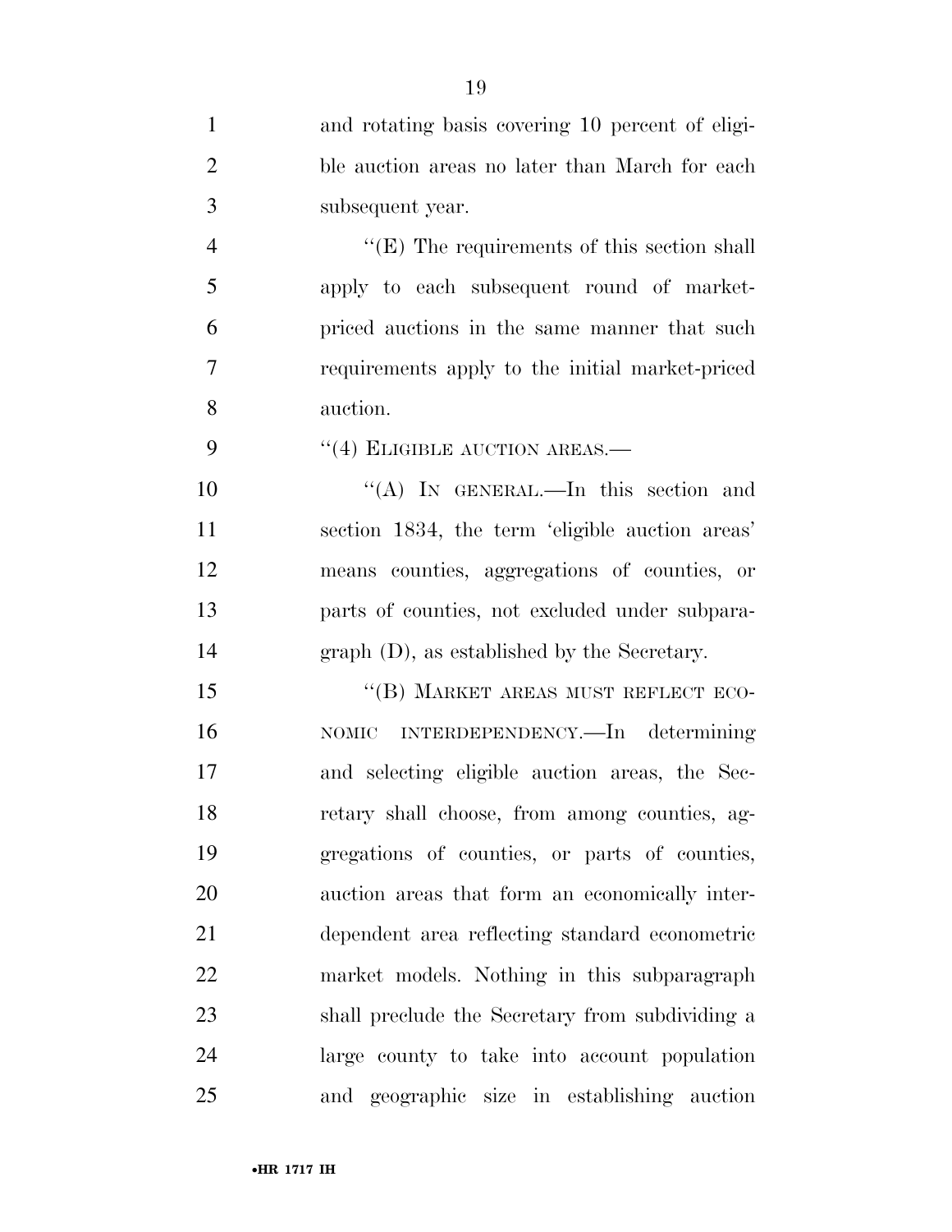and rotating basis covering 10 percent of eligible auction areas no later than March for each subsequent year.

''(E) The requirements of this section shall apply to each subsequent round of market-priced auctions in the same manner that such requirements apply to the initial market-priced auction.

''(4) ELIGIBLE AUCTION AREAS.—

''(A) IN GENERAL.—In this section and section 1834, the term 'eligible auction areas' means counties, aggregations of counties, or parts of counties, not excluded under subparagraph (D), as established by the Secretary.

''(B) MARKET AREAS MUST REFLECT ECONOMIC INTERDEPENDENCY.—In determining and selecting eligible auction areas, the Secretary shall choose, from among counties, aggregations of counties, or parts of counties, auction areas that form an economically interdependent area reflecting standard econometric market models. Nothing in this subparagraph shall preclude the Secretary from subdividing a large county to take into account population and geographic size in establishing auction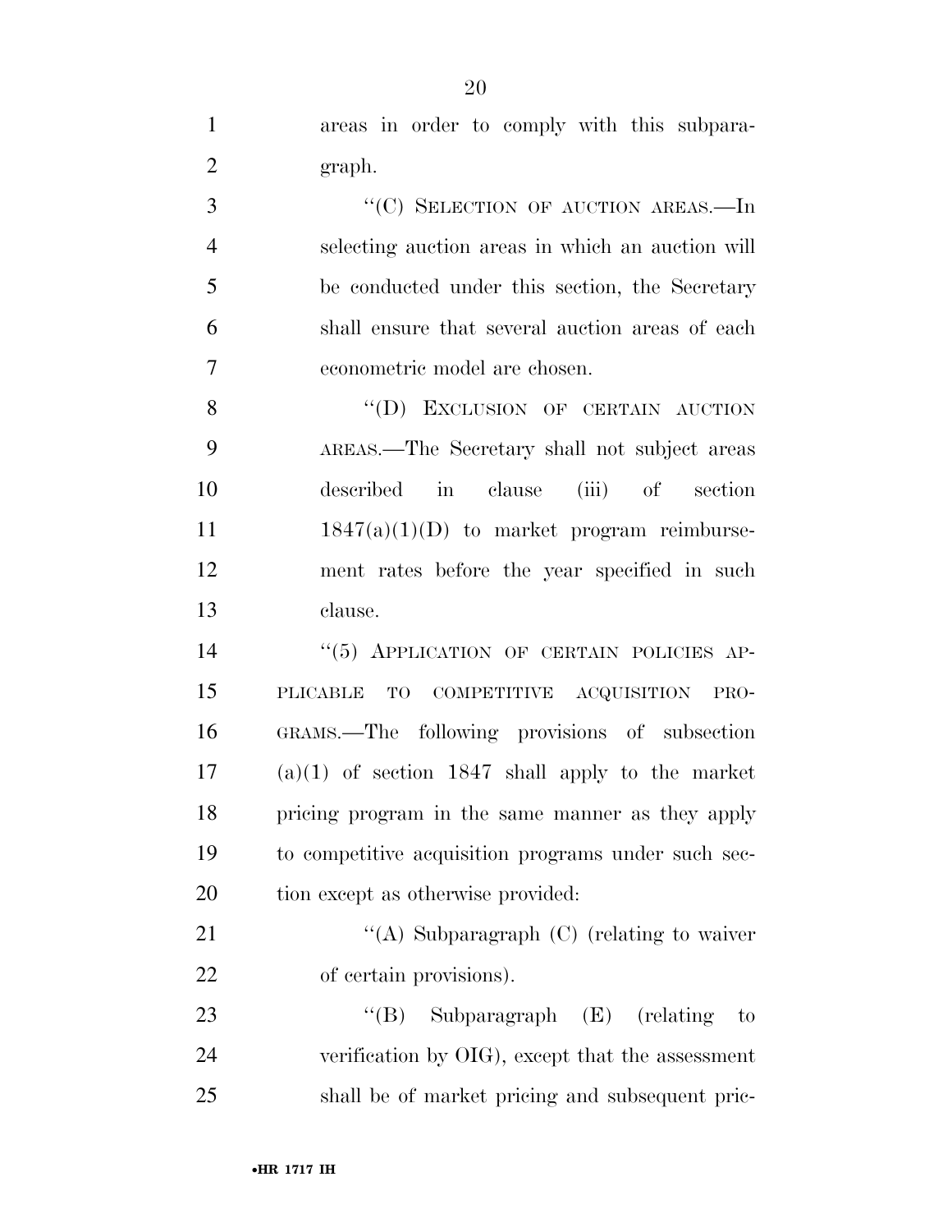areas in order to comply with this subparagraph.

"(C) SELECTION OF AUCTION AREAS.—In selecting auction areas in which an auction will be conducted under this section, the Secretary shall ensure that several auction areas of each econometric model are chosen.

"(D) EXCLUSION OF CERTAIN AUCTION AREAS.—The Secretary shall not subject areas described in clause (iii) of section 1847(a)(1)(D) to market program reimbursement rates before the year specified in such clause.

"(5) APPLICATION OF CERTAIN POLICIES APPLICABLE TO COMPETITIVE ACQUISITION PROGRAMS.—The following provisions of subsection (a)(1) of section 1847 shall apply to the market pricing program in the same manner as they apply to competitive acquisition programs under such section except as otherwise provided:

"(A) Subparagraph (C) (relating to waiver of certain provisions).

"(B) Subparagraph (E) (relating to verification by OIG), except that the assessment shall be of market pricing and subsequent pric-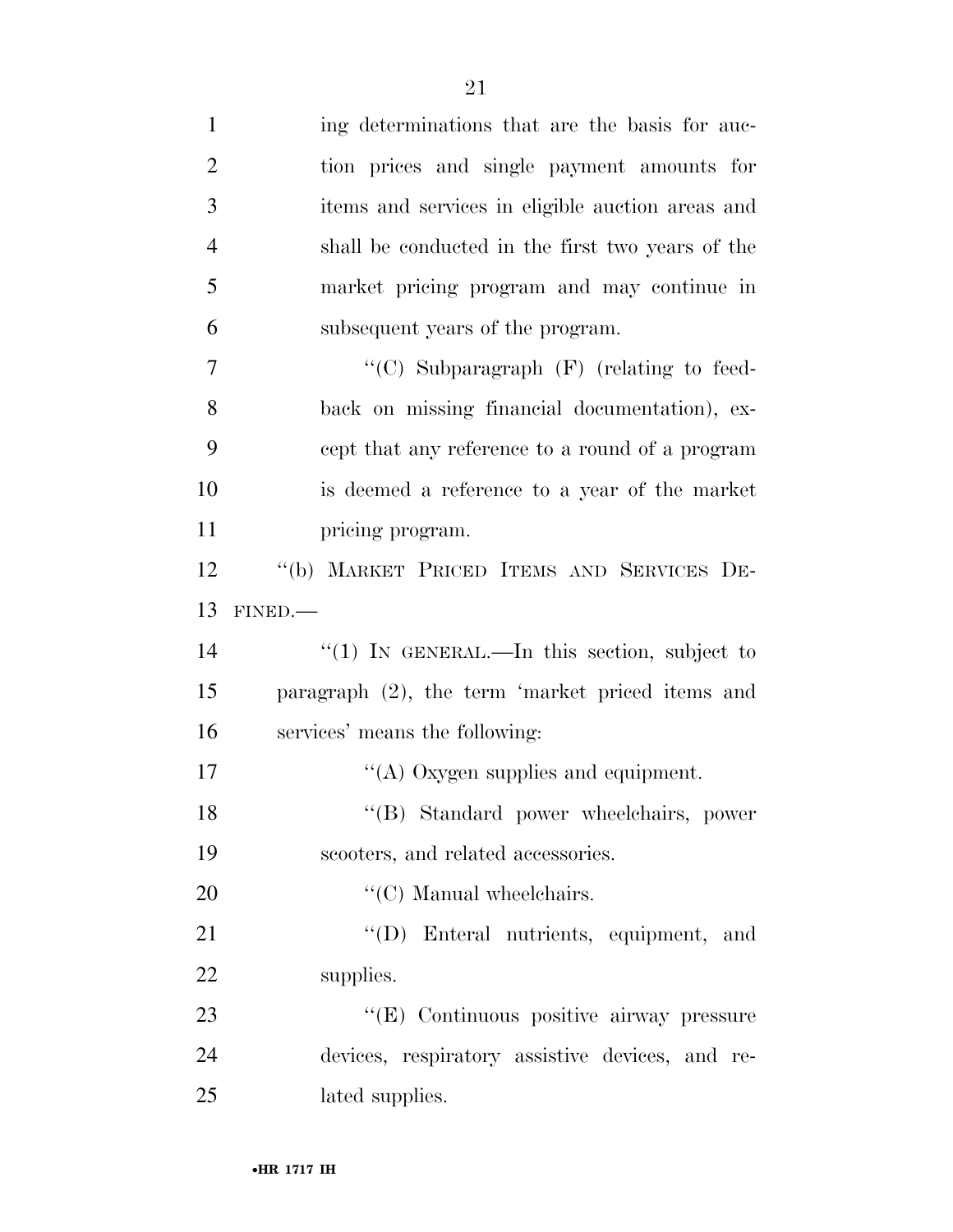ing determinations that are the basis for auction prices and single payment amounts for items and services in eligible auction areas and shall be conducted in the first two years of the market pricing program and may continue in subsequent years of the program.

"(C) Subparagraph (F) (relating to feedback on missing financial documentation), except that any reference to a round of a program is deemed a reference to a year of the market pricing program.

"(b) MARKET PRICED ITEMS AND SERVICES DEFINED.—

"(1) IN GENERAL.—In this section, subject to paragraph (2), the term 'market priced items and services' means the following:

"(A) Oxygen supplies and equipment.

"(B) Standard power wheelchairs, power scooters, and related accessories.

"(C) Manual wheelchairs.

"(D) Enteral nutrients, equipment, and supplies.

"(E) Continuous positive airway pressure devices, respiratory assistive devices, and related supplies.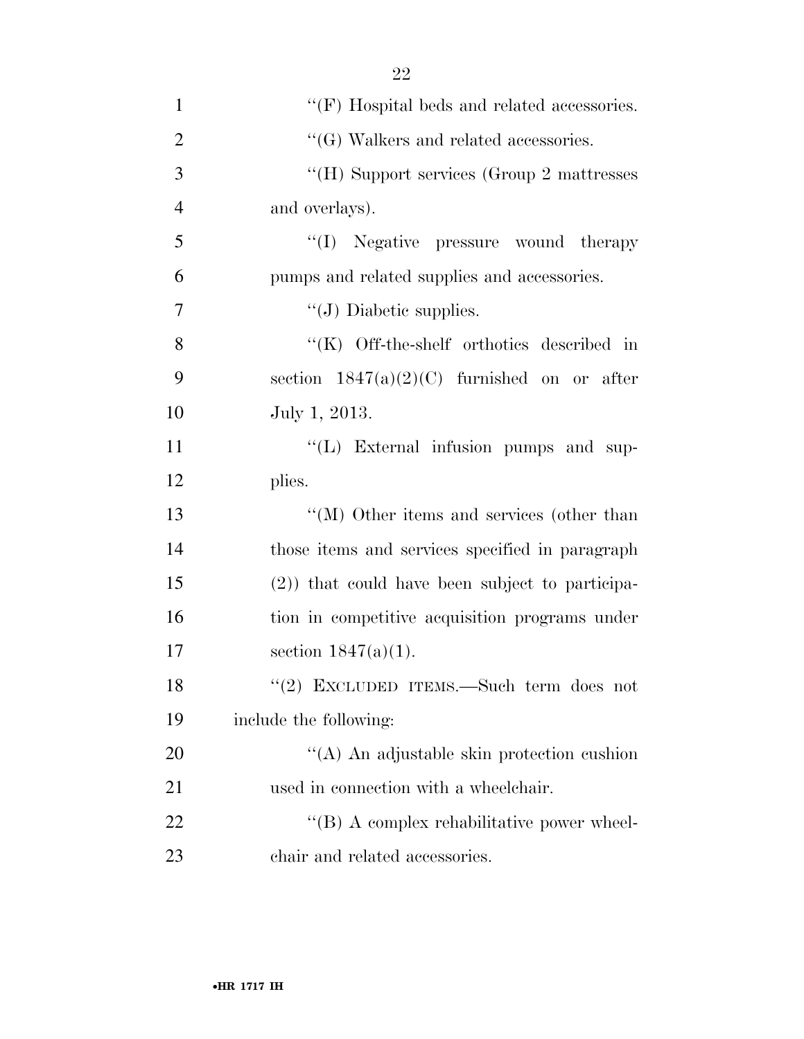"(F) Hospital beds and related accessories.

"(G) Walkers and related accessories.

"(H) Support services (Group 2 mattresses and overlays).

"(I) Negative pressure wound therapy pumps and related supplies and accessories.

"(J) Diabetic supplies.

"(K) Off-the-shelf orthotics described in section 1847(a)(2)(C) furnished on or after July 1, 2013.

"(L) External infusion pumps and supplies.

"(M) Other items and services (other than those items and services specified in paragraph (2)) that could have been subject to participation in competitive acquisition programs under section 1847(a)(1).

"(2) EXCLUDED ITEMS.—Such term does not include the following:

"(A) An adjustable skin protection cushion used in connection with a wheelchair.

"(B) A complex rehabilitative power wheelchair and related accessories.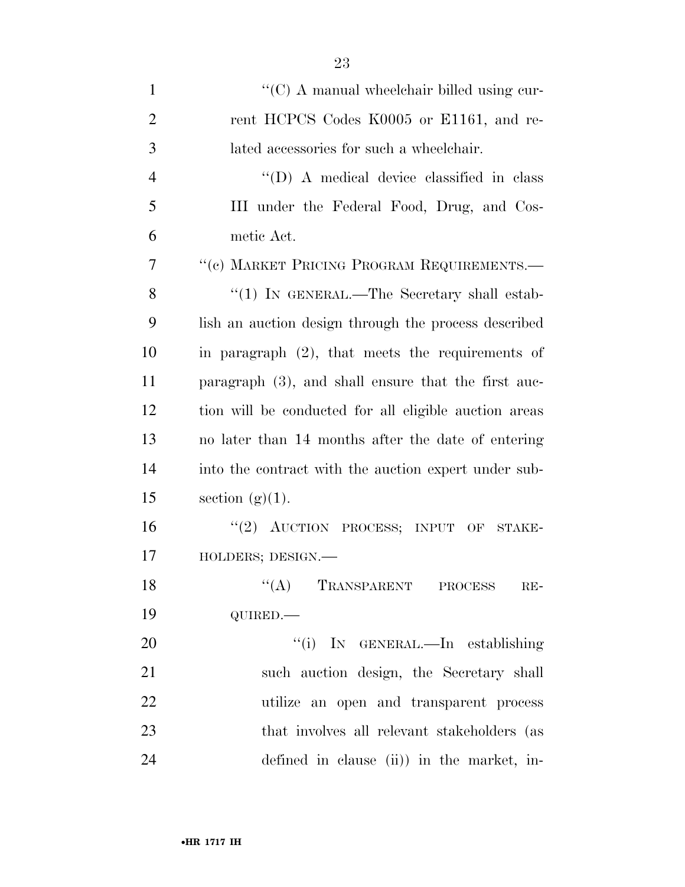''(C) A manual wheelchair billed using current HCPCS Codes K0005 or E1161, and related accessories for such a wheelchair.

''(D) A medical device classified in class III under the Federal Food, Drug, and Cosmetic Act.

''(c) MARKET PRICING PROGRAM REQUIREMENTS.—

''(1) IN GENERAL.—The Secretary shall establish an auction design through the process described in paragraph (2), that meets the requirements of paragraph (3), and shall ensure that the first auction will be conducted for all eligible auction areas no later than 14 months after the date of entering into the contract with the auction expert under subsection (g)(1).

''(2) AUCTION PROCESS; INPUT OF STAKEHOLDERS; DESIGN.—

''(A) TRANSPARENT PROCESS REQUIRED.—

''(i) IN GENERAL.—In establishing such auction design, the Secretary shall utilize an open and transparent process that involves all relevant stakeholders (as defined in clause (ii)) in the market, in-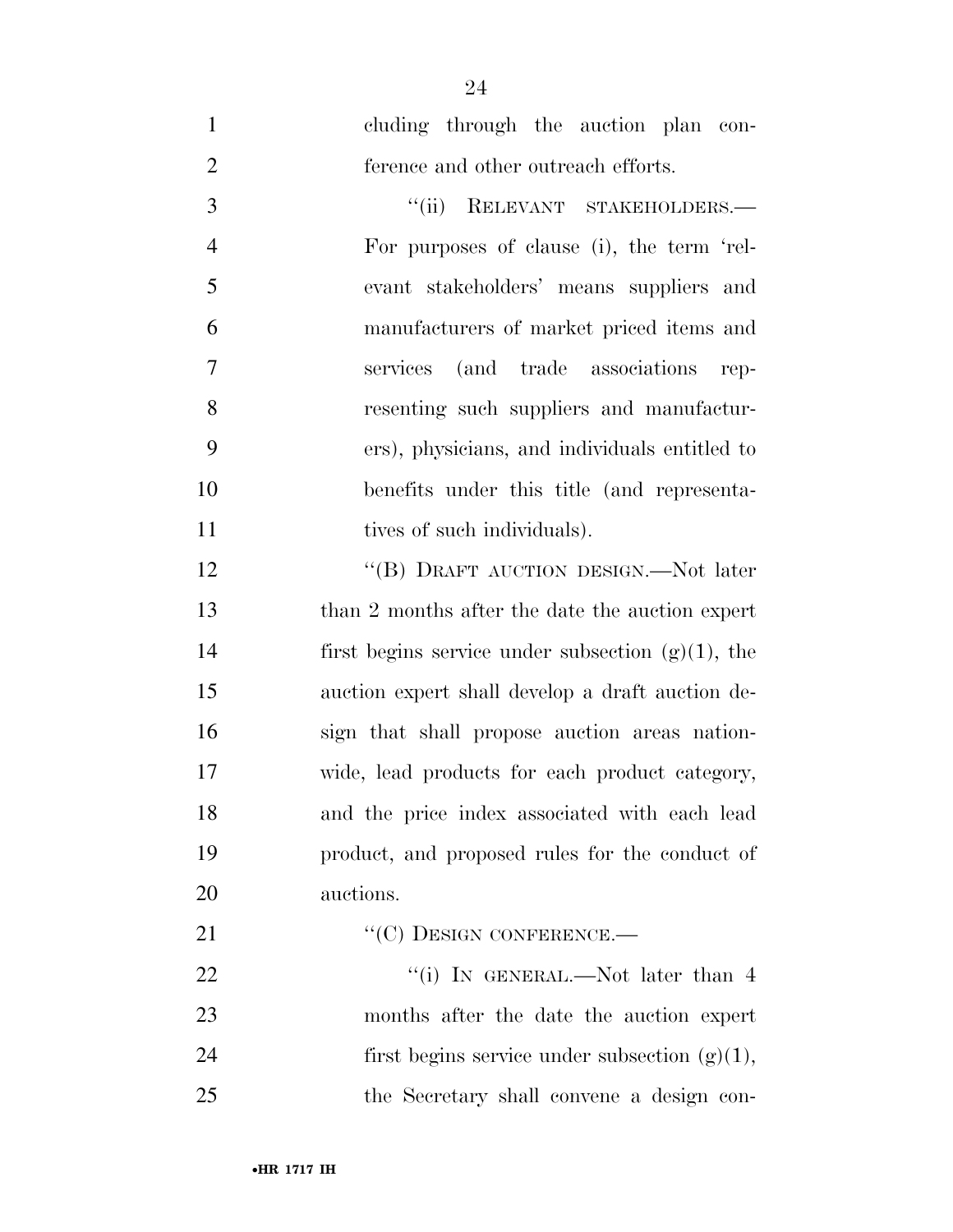cluding through the auction plan conference and other outreach efforts.

"(ii) RELEVANT STAKEHOLDERS.—For purposes of clause (i), the term 'relevant stakeholders' means suppliers and manufacturers of market priced items and services (and trade associations representing such suppliers and manufacturers), physicians, and individuals entitled to benefits under this title (and representatives of such individuals).

"(B) DRAFT AUCTION DESIGN.—Not later than 2 months after the date the auction expert first begins service under subsection (g)(1), the auction expert shall develop a draft auction design that shall propose auction areas nationwide, lead products for each product category, and the price index associated with each lead product, and proposed rules for the conduct of auctions.

"(C) DESIGN CONFERENCE.—

"(i) IN GENERAL.—Not later than 4 months after the date the auction expert first begins service under subsection (g)(1), the Secretary shall convene a design con-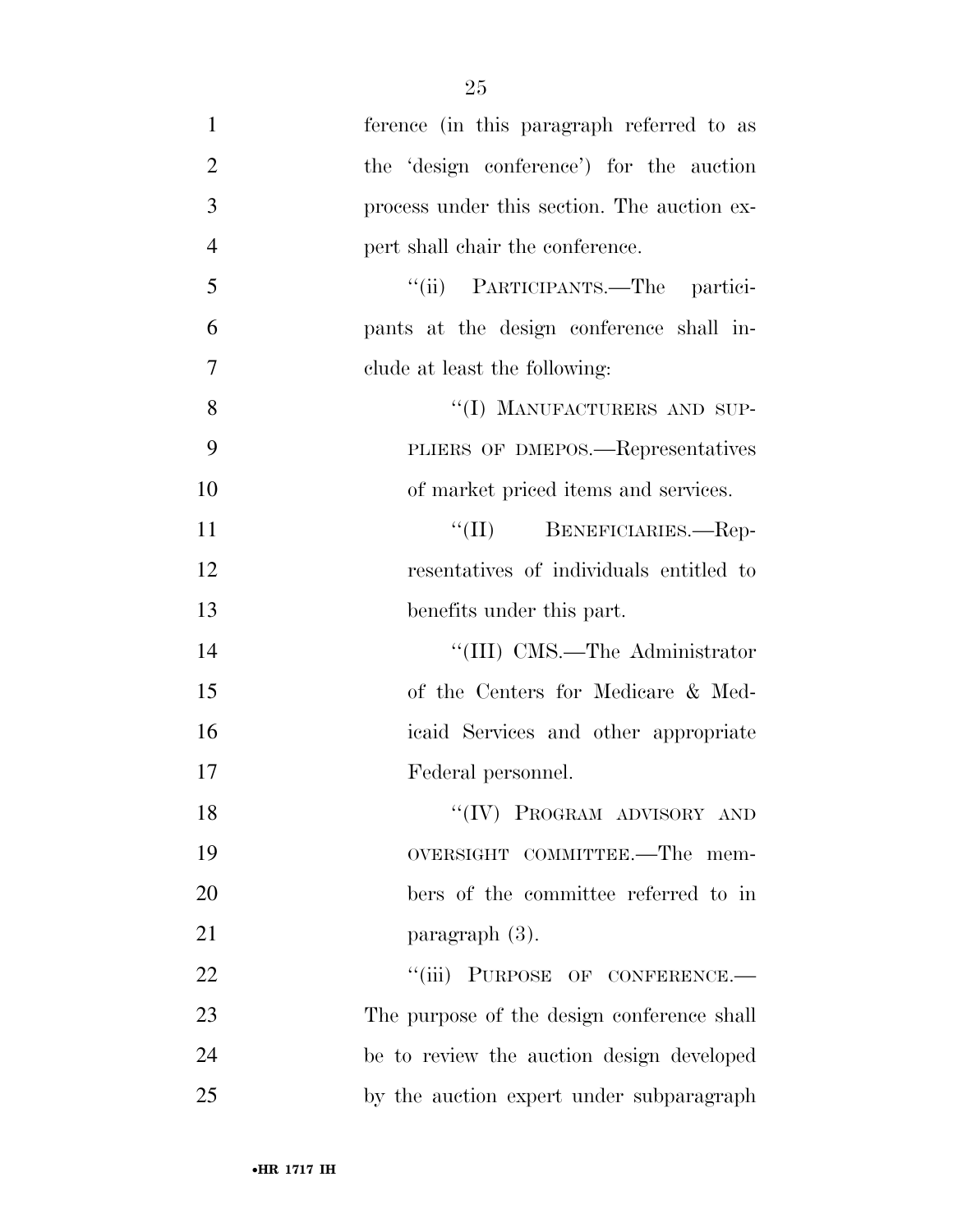ference (in this paragraph referred to as the 'design conference') for the auction process under this section. The auction expert shall chair the conference.

"(ii) PARTICIPANTS.—The participants at the design conference shall include at least the following:

"(I) MANUFACTURERS AND SUPPLIERS OF DMEPOS.—Representatives of market priced items and services.

"(II) BENEFICIARIES.—Representatives of individuals entitled to benefits under this part.

"(III) CMS.—The Administrator of the Centers for Medicare & Medicaid Services and other appropriate Federal personnel.

"(IV) PROGRAM ADVISORY AND OVERSIGHT COMMITTEE.—The members of the committee referred to in paragraph (3).

"(iii) PURPOSE OF CONFERENCE.—The purpose of the design conference shall be to review the auction design developed by the auction expert under subparagraph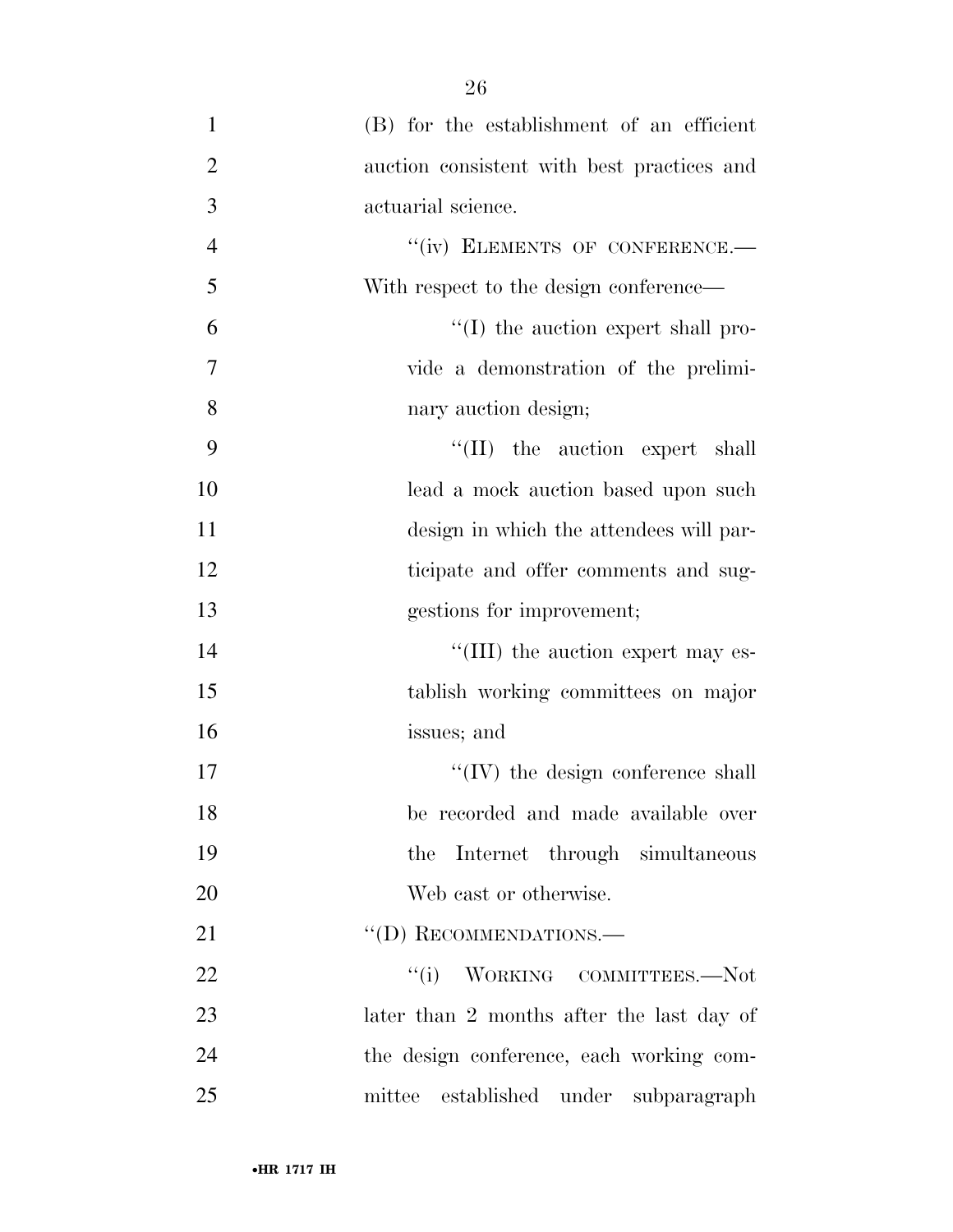(B) for the establishment of an efficient auction consistent with best practices and actuarial science.

"(iv) ELEMENTS OF CONFERENCE.— With respect to the design conference—

"(I) the auction expert shall provide a demonstration of the preliminary auction design;

"(II) the auction expert shall lead a mock auction based upon such design in which the attendees will participate and offer comments and suggestions for improvement;

"(III) the auction expert may establish working committees on major issues; and

"(IV) the design conference shall be recorded and made available over the Internet through simultaneous Web cast or otherwise.

"(D) RECOMMENDATIONS.—

"(i) WORKING COMMITTEES.—Not later than 2 months after the last day of the design conference, each working committee established under subparagraph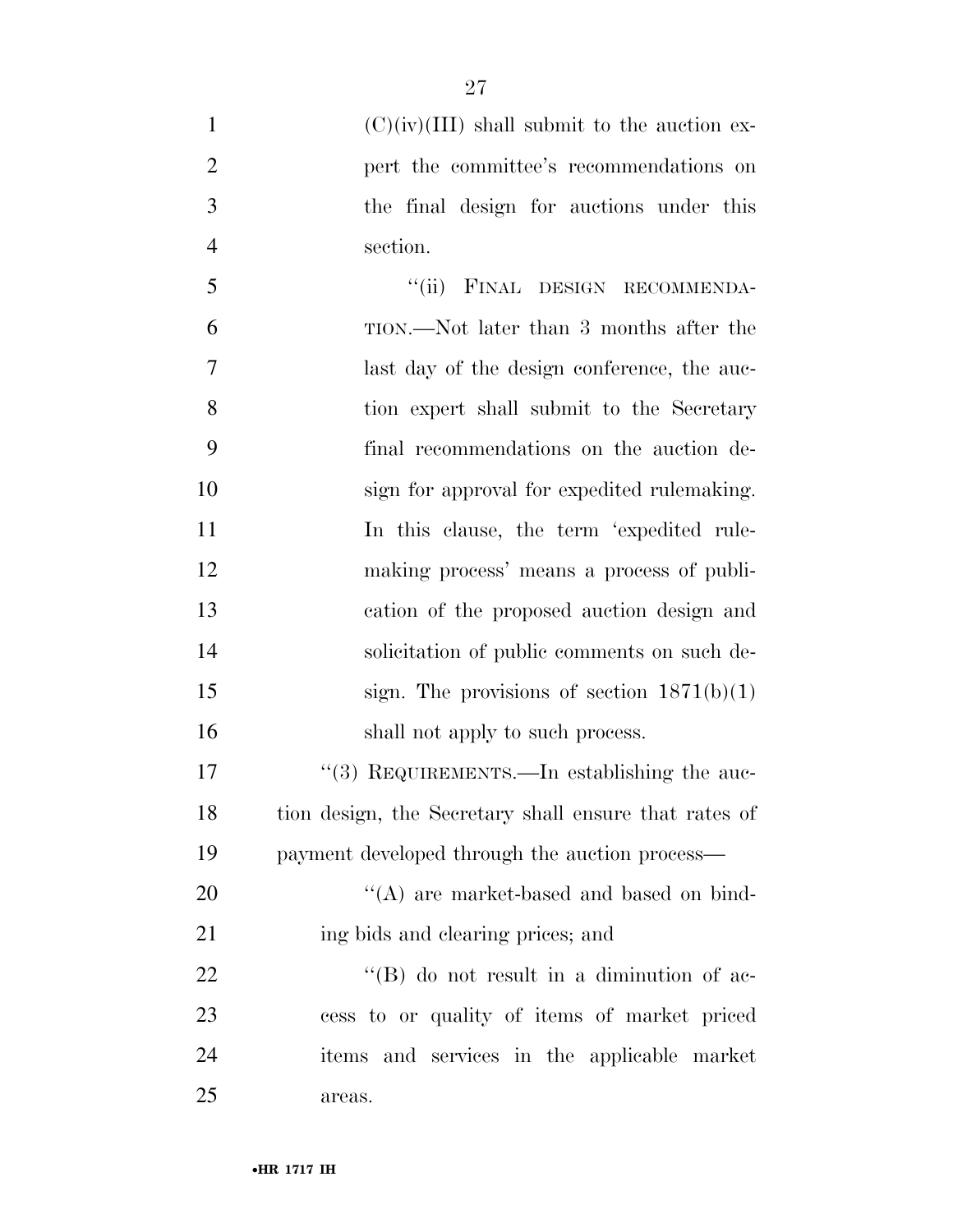(C)(iv)(III) shall submit to the auction expert the committee's recommendations on the final design for auctions under this section.

"(ii) FINAL DESIGN RECOMMENDATION.—Not later than 3 months after the last day of the design conference, the auction expert shall submit to the Secretary final recommendations on the auction design for approval for expedited rulemaking. In this clause, the term 'expedited rulemaking process' means a process of publication of the proposed auction design and solicitation of public comments on such design. The provisions of section 1871(b)(1) shall not apply to such process.

"(3) REQUIREMENTS.—In establishing the auction design, the Secretary shall ensure that rates of payment developed through the auction process—

"(A) are market-based and based on binding bids and clearing prices; and

"(B) do not result in a diminution of access to or quality of items of market priced items and services in the applicable market areas.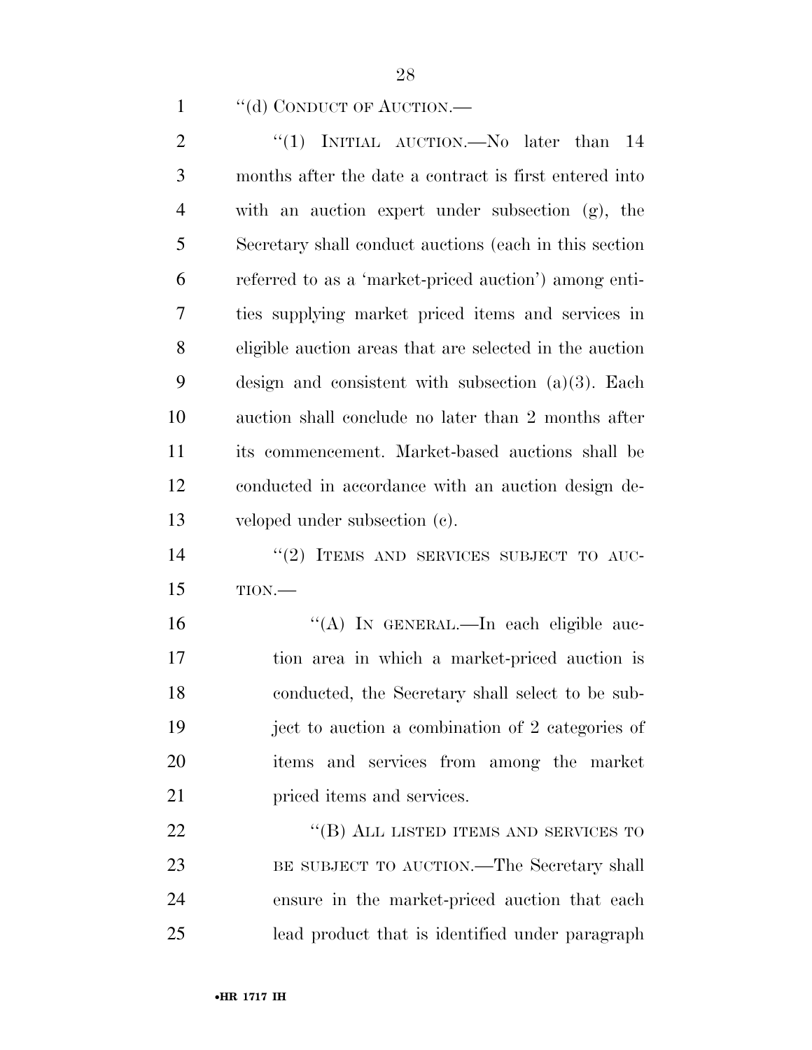"(d) CONDUCT OF AUCTION.—

"(1) INITIAL AUCTION.—No later than 14 months after the date a contract is first entered into with an auction expert under subsection (g), the Secretary shall conduct auctions (each in this section referred to as a 'market-priced auction') among entities supplying market priced items and services in eligible auction areas that are selected in the auction design and consistent with subsection (a)(3). Each auction shall conclude no later than 2 months after its commencement. Market-based auctions shall be conducted in accordance with an auction design developed under subsection (c).

"(2) ITEMS AND SERVICES SUBJECT TO AUCTION.—

"(A) IN GENERAL.—In each eligible auction area in which a market-priced auction is conducted, the Secretary shall select to be subject to auction a combination of 2 categories of items and services from among the market priced items and services.

"(B) ALL LISTED ITEMS AND SERVICES TO BE SUBJECT TO AUCTION.—The Secretary shall ensure in the market-priced auction that each lead product that is identified under paragraph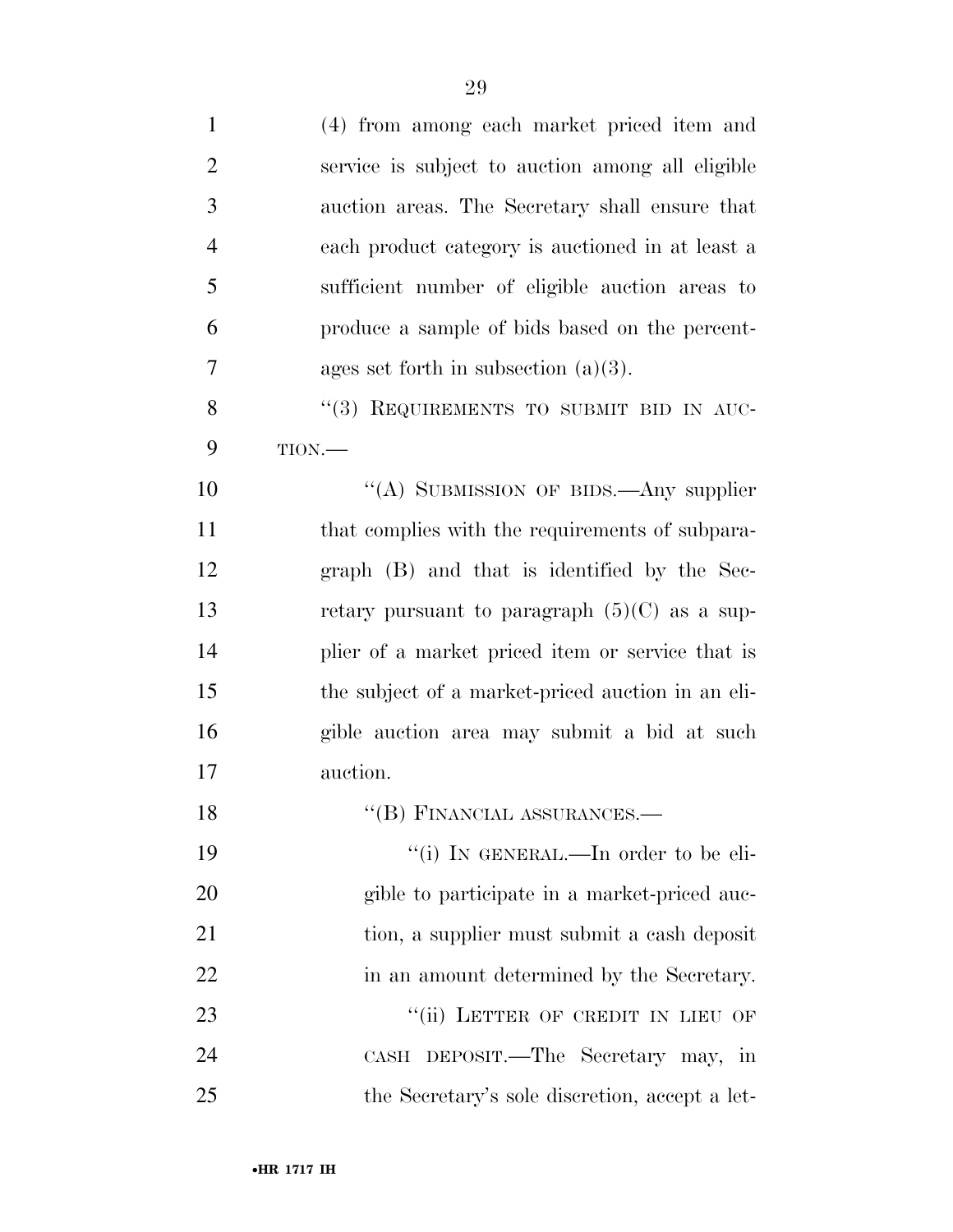(4) from among each market priced item and service is subject to auction among all eligible auction areas. The Secretary shall ensure that each product category is auctioned in at least a sufficient number of eligible auction areas to produce a sample of bids based on the percentages set forth in subsection (a)(3).

"(3) REQUIREMENTS TO SUBMIT BID IN AUCTION.—

"(A) SUBMISSION OF BIDS.—Any supplier that complies with the requirements of subparagraph (B) and that is identified by the Secretary pursuant to paragraph (5)(C) as a supplier of a market priced item or service that is the subject of a market-priced auction in an eligible auction area may submit a bid at such auction.

"(B) FINANCIAL ASSURANCES.—

"(i) IN GENERAL.—In order to be eligible to participate in a market-priced auction, a supplier must submit a cash deposit in an amount determined by the Secretary.

"(ii) LETTER OF CREDIT IN LIEU OF CASH DEPOSIT.—The Secretary may, in the Secretary's sole discretion, accept a let-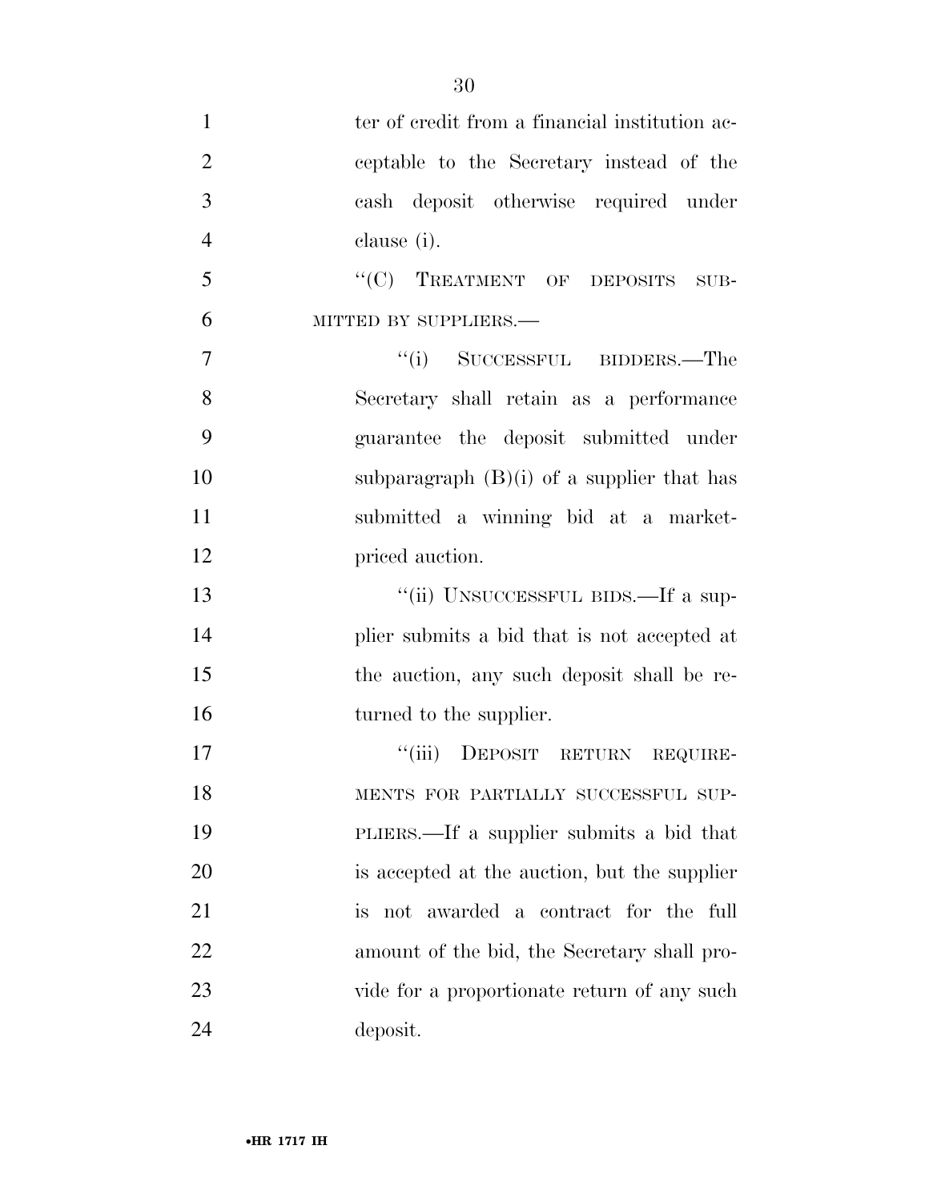ter of credit from a financial institution acceptable to the Secretary instead of the cash deposit otherwise required under clause (i).

''(C) TREATMENT OF DEPOSITS SUBMITTED BY SUPPLIERS.—

''(i) SUCCESSFUL BIDDERS.—The Secretary shall retain as a performance guarantee the deposit submitted under subparagraph (B)(i) of a supplier that has submitted a winning bid at a market-priced auction.

''(ii) UNSUCCESSFUL BIDS.—If a supplier submits a bid that is not accepted at the auction, any such deposit shall be returned to the supplier.

''(iii) DEPOSIT RETURN REQUIREMENTS FOR PARTIALLY SUCCESSFUL SUPPLIERS.—If a supplier submits a bid that is accepted at the auction, but the supplier is not awarded a contract for the full amount of the bid, the Secretary shall provide for a proportionate return of any such deposit.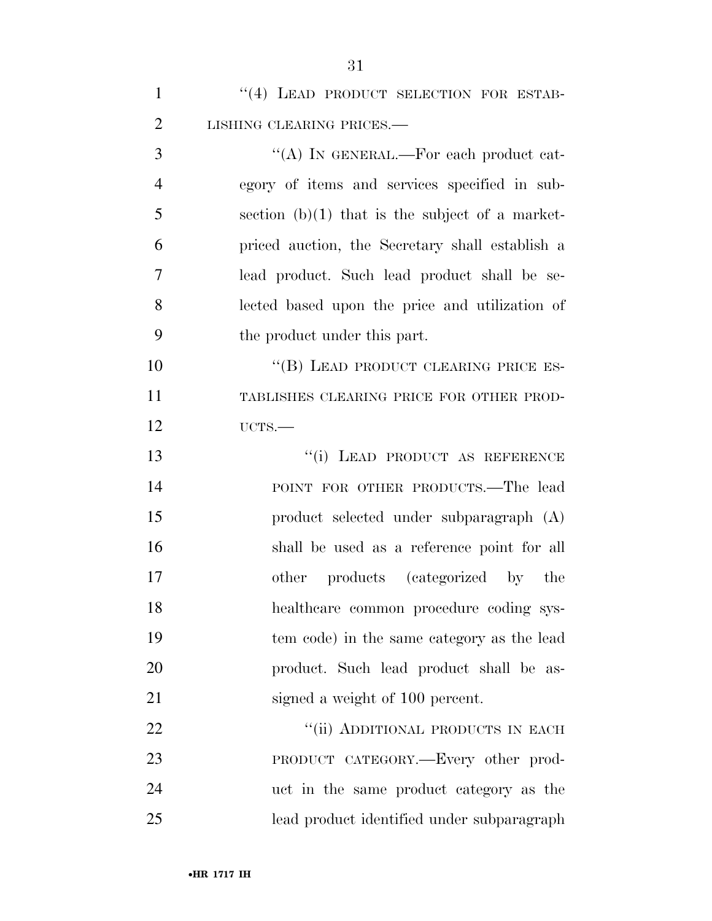"(4) LEAD PRODUCT SELECTION FOR ESTABLISHING CLEARING PRICES.—

"(A) IN GENERAL.—For each product category of items and services specified in subsection (b)(1) that is the subject of a market-priced auction, the Secretary shall establish a lead product. Such lead product shall be selected based upon the price and utilization of the product under this part.

"(B) LEAD PRODUCT CLEARING PRICE ESTABLISHES CLEARING PRICE FOR OTHER PRODUCTS.—

"(i) LEAD PRODUCT AS REFERENCE POINT FOR OTHER PRODUCTS.—The lead product selected under subparagraph (A) shall be used as a reference point for all other products (categorized by the healthcare common procedure coding system code) in the same category as the lead product. Such lead product shall be assigned a weight of 100 percent.

"(ii) ADDITIONAL PRODUCTS IN EACH PRODUCT CATEGORY.—Every other product in the same product category as the lead product identified under subparagraph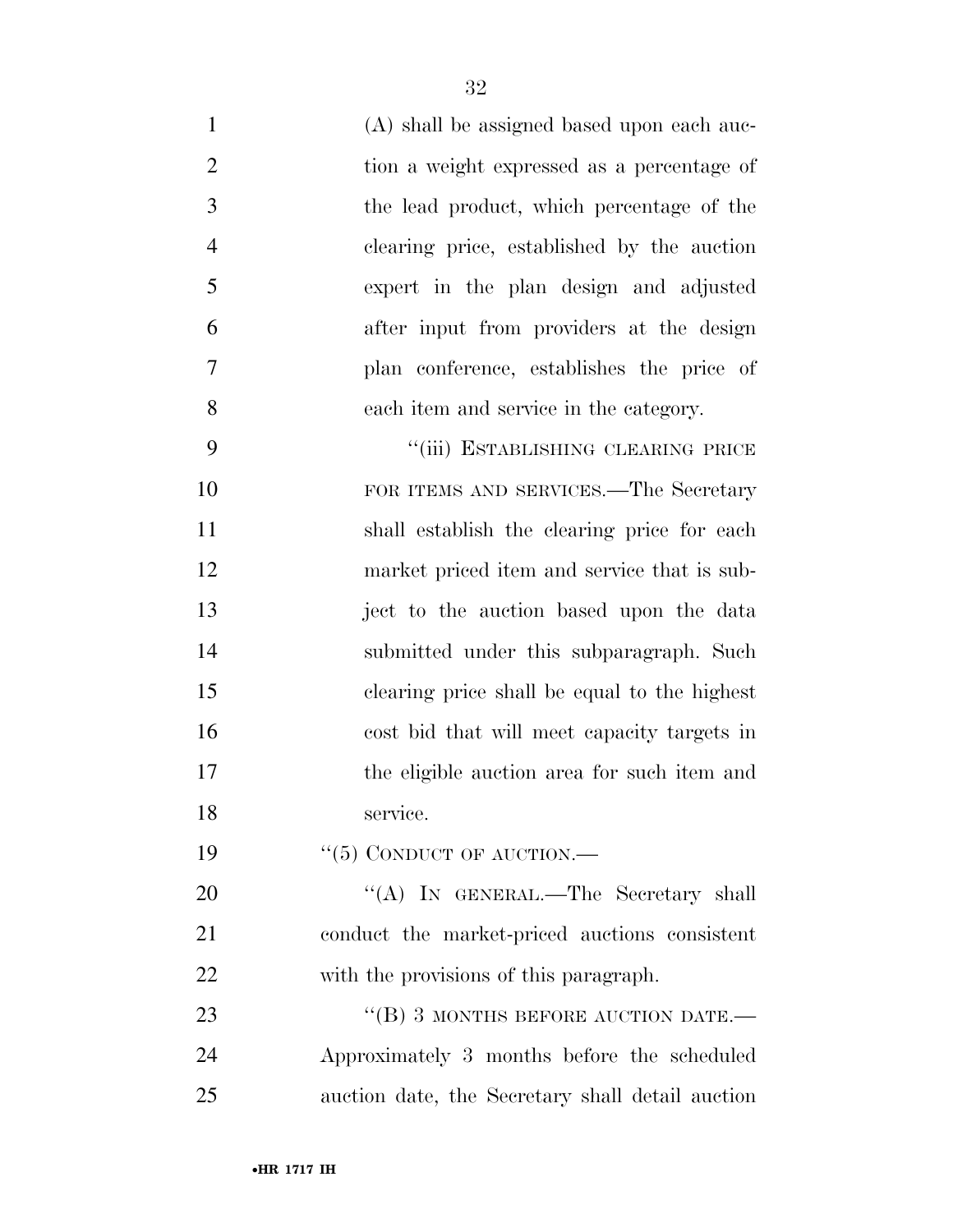(A) shall be assigned based upon each auction a weight expressed as a percentage of the lead product, which percentage of the clearing price, established by the auction expert in the plan design and adjusted after input from providers at the design plan conference, establishes the price of each item and service in the category.

"(iii) ESTABLISHING CLEARING PRICE FOR ITEMS AND SERVICES.—The Secretary shall establish the clearing price for each market priced item and service that is subject to the auction based upon the data submitted under this subparagraph. Such clearing price shall be equal to the highest cost bid that will meet capacity targets in the eligible auction area for such item and service.

"(5) CONDUCT OF AUCTION.—

"(A) IN GENERAL.—The Secretary shall conduct the market-priced auctions consistent with the provisions of this paragraph.

"(B) 3 MONTHS BEFORE AUCTION DATE.—Approximately 3 months before the scheduled auction date, the Secretary shall detail auction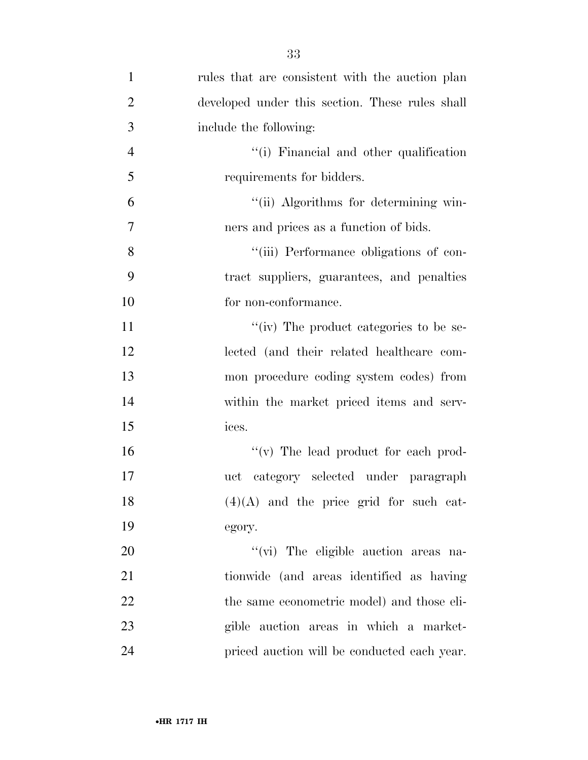rules that are consistent with the auction plan developed under this section. These rules shall include the following:

''(i) Financial and other qualification requirements for bidders.

''(ii) Algorithms for determining winners and prices as a function of bids.

''(iii) Performance obligations of contract suppliers, guarantees, and penalties for non-conformance.

''(iv) The product categories to be selected (and their related healthcare common procedure coding system codes) from within the market priced items and services.

''(v) The lead product for each product category selected under paragraph (4)(A) and the price grid for such category.

''(vi) The eligible auction areas nationwide (and areas identified as having the same econometric model) and those eligible auction areas in which a market-priced auction will be conducted each year.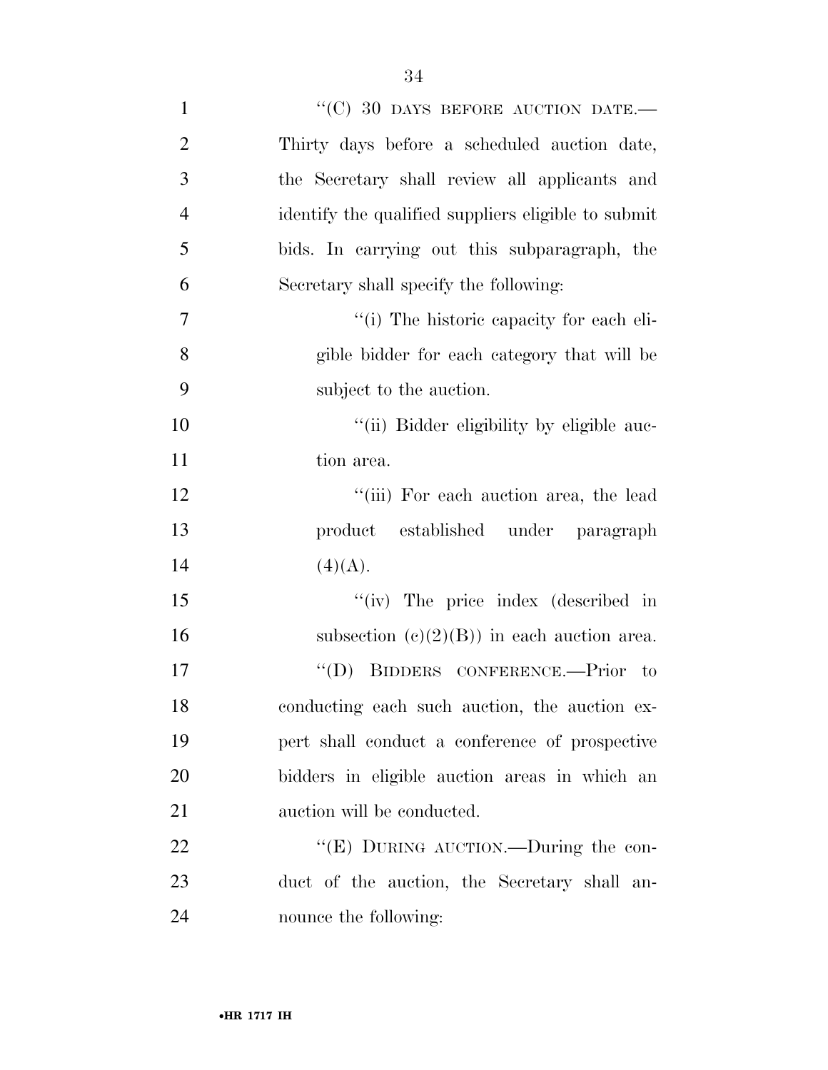"(C) 30 DAYS BEFORE AUCTION DATE.—Thirty days before a scheduled auction date, the Secretary shall review all applicants and identify the qualified suppliers eligible to submit bids. In carrying out this subparagraph, the Secretary shall specify the following:

"(i) The historic capacity for each eligible bidder for each category that will be subject to the auction.

"(ii) Bidder eligibility by eligible auction area.

"(iii) For each auction area, the lead product established under paragraph (4)(A).

"(iv) The price index (described in subsection (c)(2)(B)) in each auction area.

"(D) BIDDERS CONFERENCE.—Prior to conducting each such auction, the auction expert shall conduct a conference of prospective bidders in eligible auction areas in which an auction will be conducted.

"(E) DURING AUCTION.—During the conduct of the auction, the Secretary shall announce the following: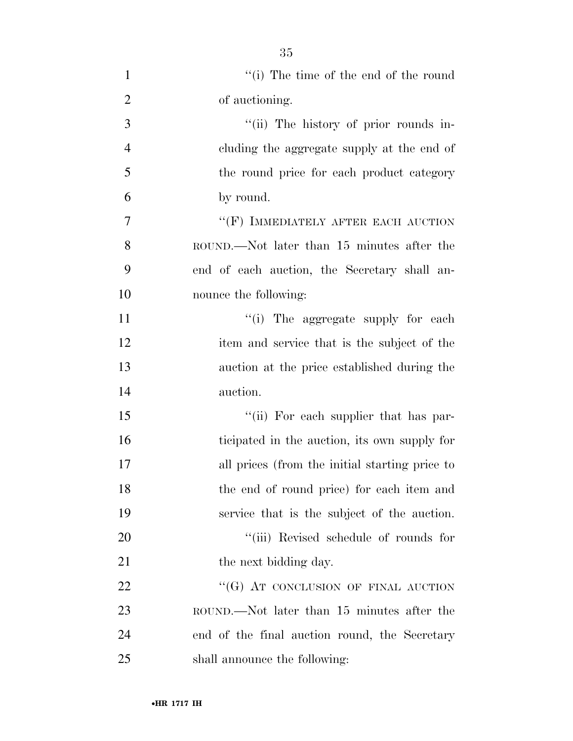"(i) The time of the end of the round of auctioning.

"(ii) The history of prior rounds including the aggregate supply at the end of the round price for each product category by round.

"(F) IMMEDIATELY AFTER EACH AUCTION ROUND.—Not later than 15 minutes after the end of each auction, the Secretary shall announce the following:

"(i) The aggregate supply for each item and service that is the subject of the auction at the price established during the auction.

"(ii) For each supplier that has participated in the auction, its own supply for all prices (from the initial starting price to the end of round price) for each item and service that is the subject of the auction.

"(iii) Revised schedule of rounds for the next bidding day.

"(G) AT CONCLUSION OF FINAL AUCTION ROUND.—Not later than 15 minutes after the end of the final auction round, the Secretary shall announce the following: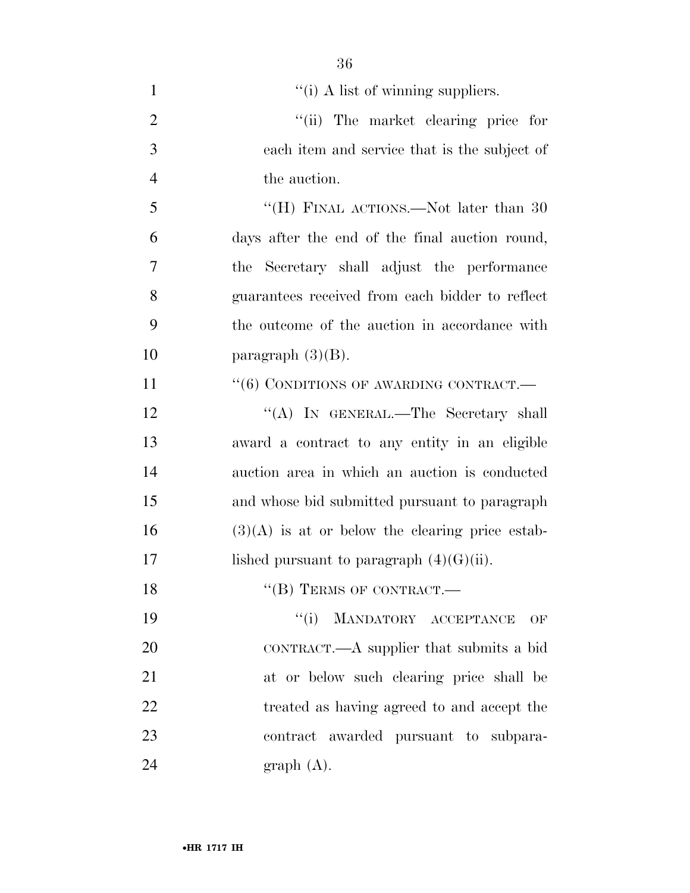"(i) A list of winning suppliers.

"(ii) The market clearing price for each item and service that is the subject of the auction.

"(H) FINAL ACTIONS.—Not later than 30 days after the end of the final auction round, the Secretary shall adjust the performance guarantees received from each bidder to reflect the outcome of the auction in accordance with paragraph (3)(B).

"(6) CONDITIONS OF AWARDING CONTRACT.—

"(A) IN GENERAL.—The Secretary shall award a contract to any entity in an eligible auction area in which an auction is conducted and whose bid submitted pursuant to paragraph (3)(A) is at or below the clearing price established pursuant to paragraph (4)(G)(ii).

"(B) TERMS OF CONTRACT.—

"(i) MANDATORY ACCEPTANCE OF CONTRACT.—A supplier that submits a bid at or below such clearing price shall be treated as having agreed to and accept the contract awarded pursuant to subparagraph (A).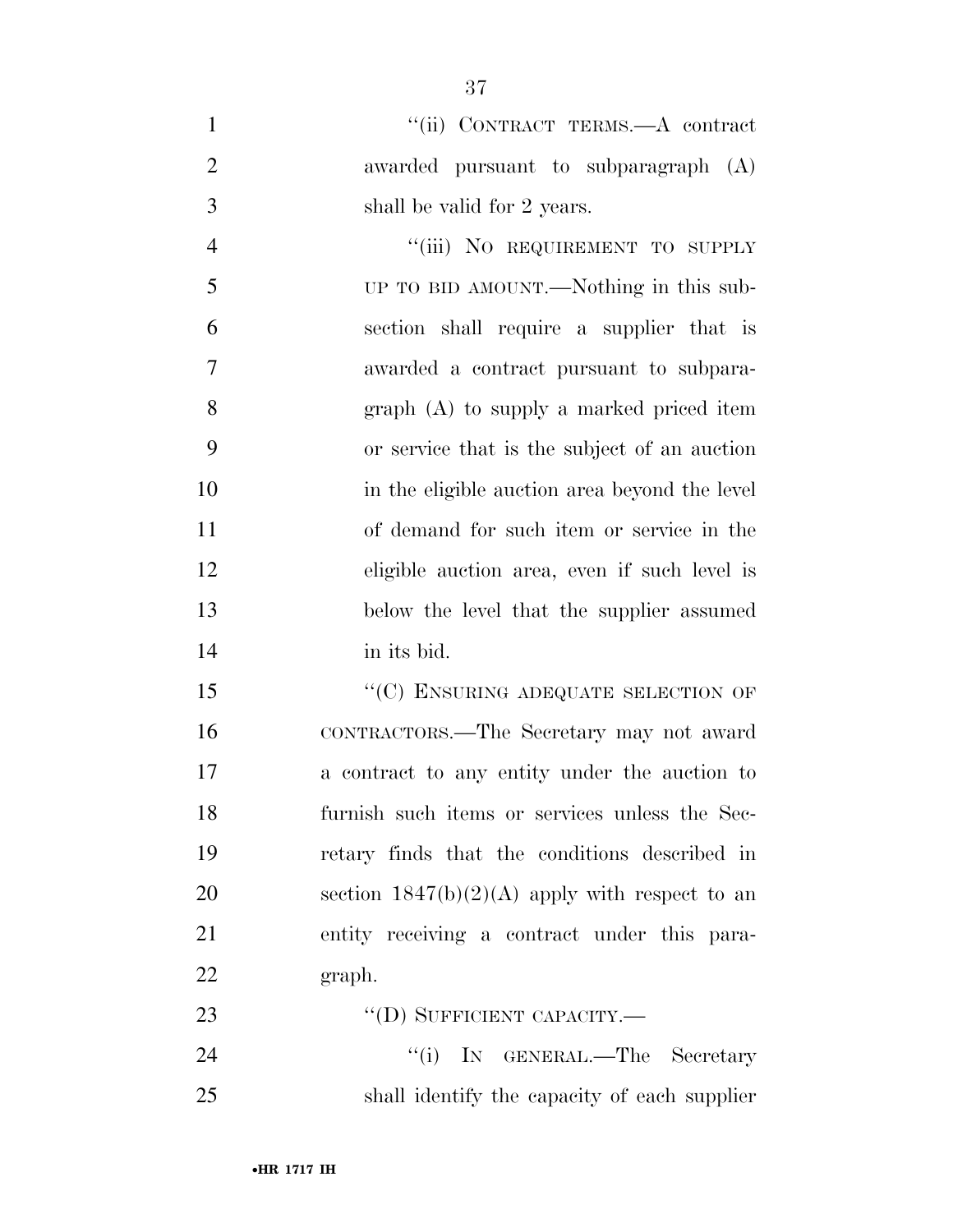"(ii) CONTRACT TERMS.—A contract awarded pursuant to subparagraph (A) shall be valid for 2 years.

"(iii) NO REQUIREMENT TO SUPPLY UP TO BID AMOUNT.—Nothing in this subsection shall require a supplier that is awarded a contract pursuant to subparagraph (A) to supply a marked priced item or service that is the subject of an auction in the eligible auction area beyond the level of demand for such item or service in the eligible auction area, even if such level is below the level that the supplier assumed in its bid.

"(C) ENSURING ADEQUATE SELECTION OF CONTRACTORS.—The Secretary may not award a contract to any entity under the auction to furnish such items or services unless the Secretary finds that the conditions described in section 1847(b)(2)(A) apply with respect to an entity receiving a contract under this paragraph.

"(D) SUFFICIENT CAPACITY.—

"(i) IN GENERAL.—The Secretary shall identify the capacity of each supplier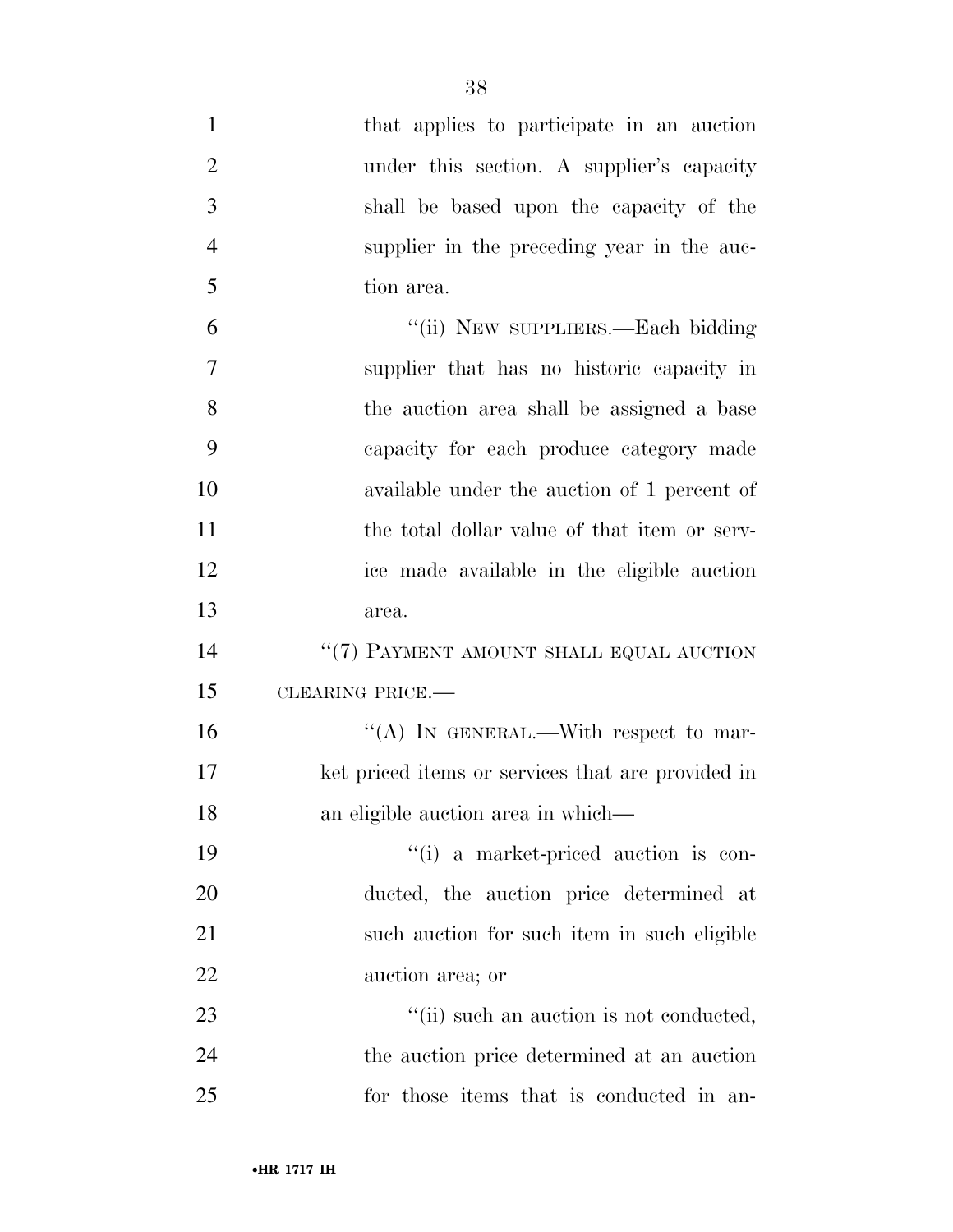that applies to participate in an auction under this section. A supplier's capacity shall be based upon the capacity of the supplier in the preceding year in the auction area.

"(ii) NEW SUPPLIERS.—Each bidding supplier that has no historic capacity in the auction area shall be assigned a base capacity for each produce category made available under the auction of 1 percent of the total dollar value of that item or service made available in the eligible auction area.

"(7) PAYMENT AMOUNT SHALL EQUAL AUCTION CLEARING PRICE.—

"(A) IN GENERAL.—With respect to market priced items or services that are provided in an eligible auction area in which—

"(i) a market-priced auction is conducted, the auction price determined at such auction for such item in such eligible auction area; or

"(ii) such an auction is not conducted, the auction price determined at an auction for those items that is conducted in an-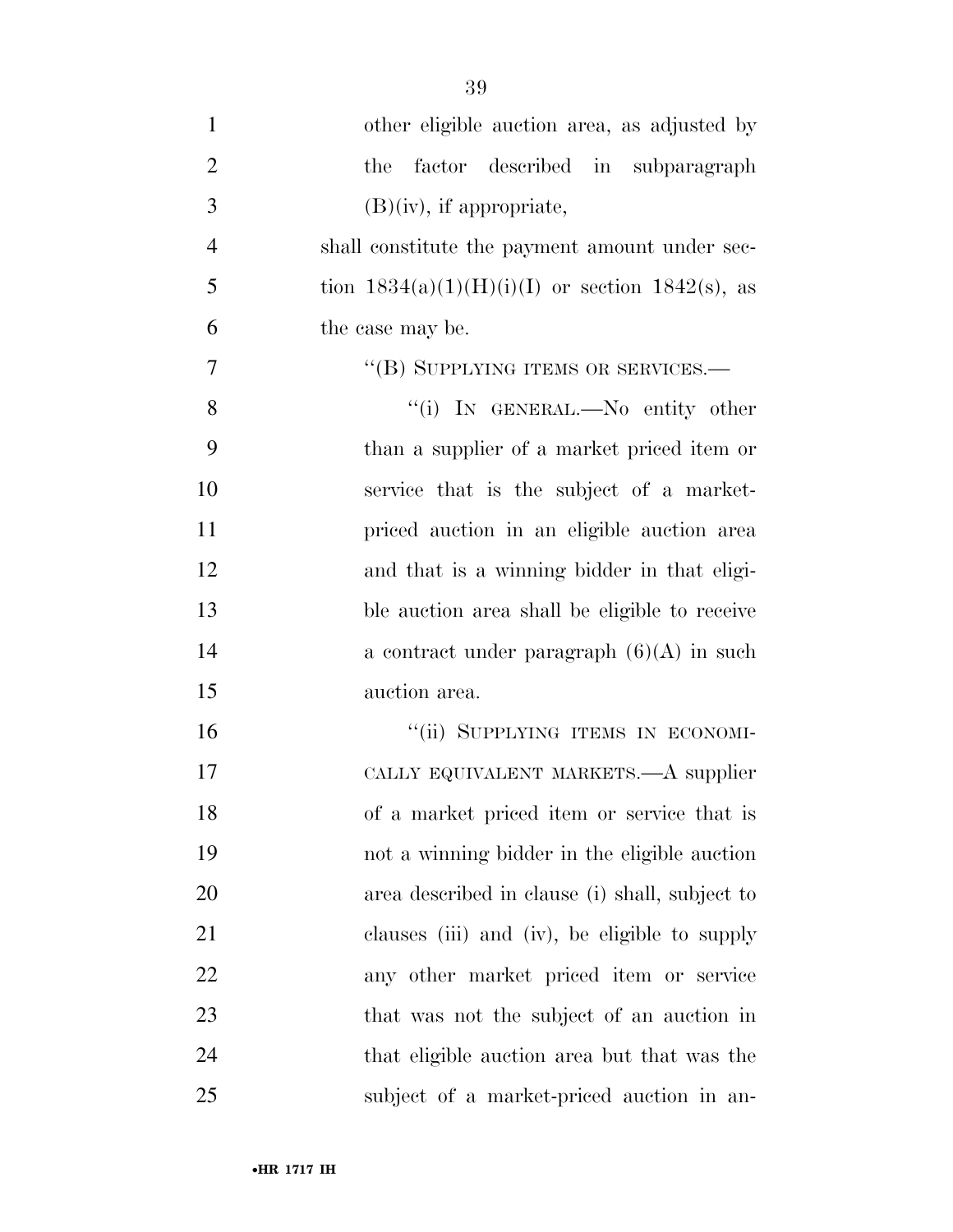other eligible auction area, as adjusted by the factor described in subparagraph (B)(iv), if appropriate,

shall constitute the payment amount under section 1834(a)(1)(H)(i)(I) or section 1842(s), as the case may be.

"(B) SUPPLYING ITEMS OR SERVICES.—

"(i) IN GENERAL.—No entity other than a supplier of a market priced item or service that is the subject of a market-priced auction in an eligible auction area and that is a winning bidder in that eligible auction area shall be eligible to receive a contract under paragraph (6)(A) in such auction area.

"(ii) SUPPLYING ITEMS IN ECONOMICALLY EQUIVALENT MARKETS.—A supplier of a market priced item or service that is not a winning bidder in the eligible auction area described in clause (i) shall, subject to clauses (iii) and (iv), be eligible to supply any other market priced item or service that was not the subject of an auction in that eligible auction area but that was the subject of a market-priced auction in an-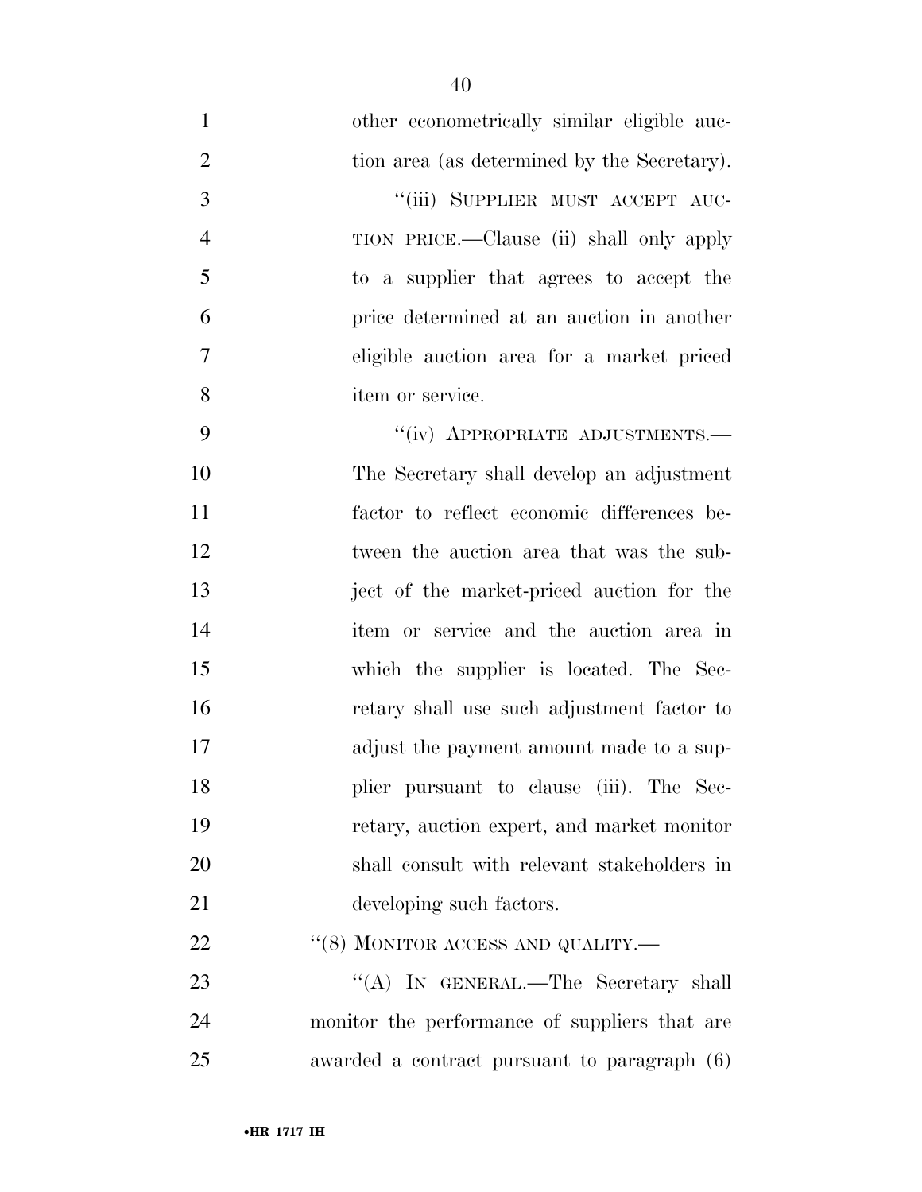other econometrically similar eligible auction area (as determined by the Secretary).

"(iii) SUPPLIER MUST ACCEPT AUCTION PRICE.—Clause (ii) shall only apply to a supplier that agrees to accept the price determined at an auction in another eligible auction area for a market priced item or service.

"(iv) APPROPRIATE ADJUSTMENTS.—The Secretary shall develop an adjustment factor to reflect economic differences between the auction area that was the subject of the market-priced auction for the item or service and the auction area in which the supplier is located. The Secretary shall use such adjustment factor to adjust the payment amount made to a supplier pursuant to clause (iii). The Secretary, auction expert, and market monitor shall consult with relevant stakeholders in developing such factors.

"(8) MONITOR ACCESS AND QUALITY.—

"(A) IN GENERAL.—The Secretary shall monitor the performance of suppliers that are awarded a contract pursuant to paragraph (6)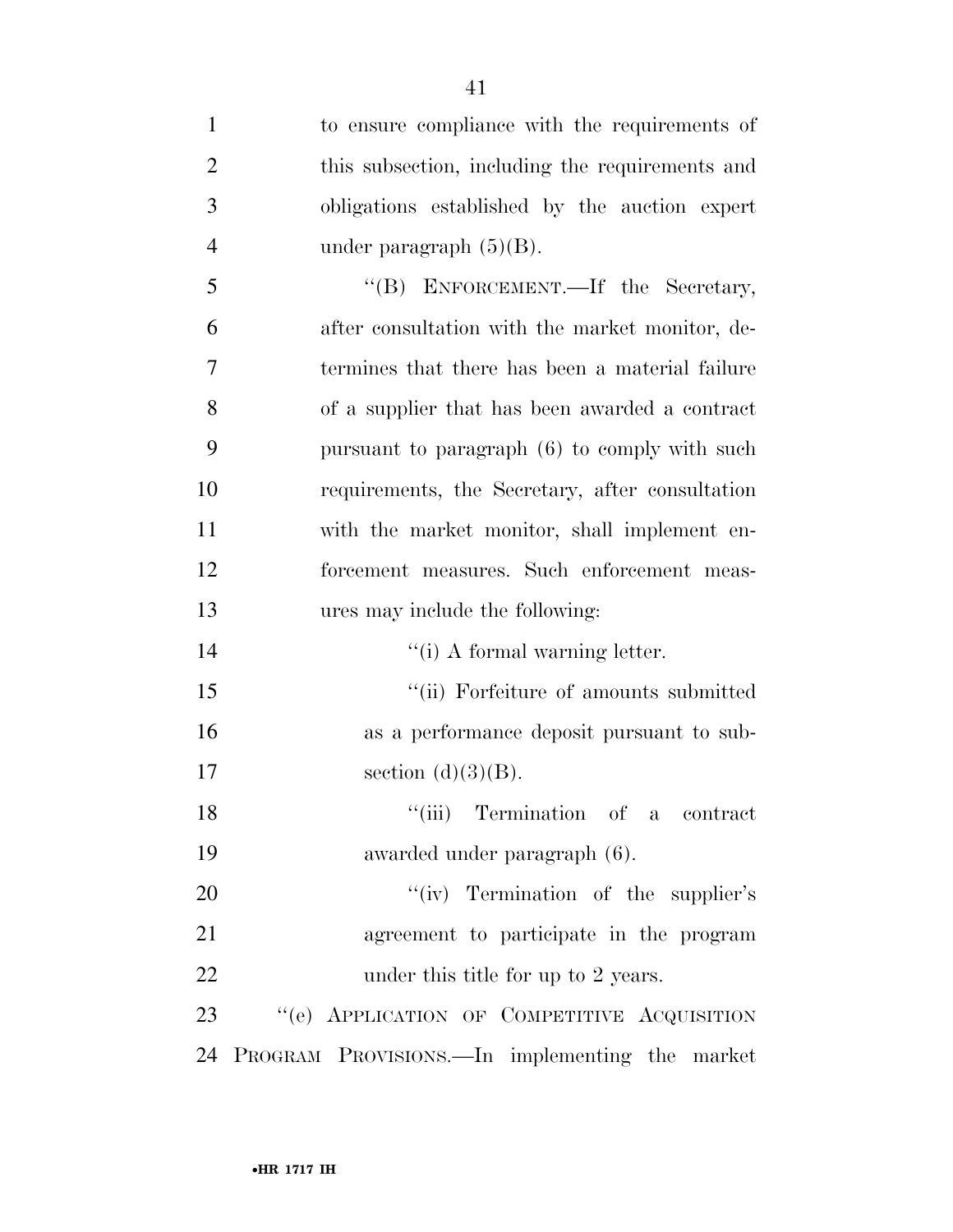to ensure compliance with the requirements of this subsection, including the requirements and obligations established by the auction expert under paragraph (5)(B).

''(B) ENFORCEMENT.—If the Secretary, after consultation with the market monitor, determines that there has been a material failure of a supplier that has been awarded a contract pursuant to paragraph (6) to comply with such requirements, the Secretary, after consultation with the market monitor, shall implement enforcement measures. Such enforcement measures may include the following:

''(i) A formal warning letter.

''(ii) Forfeiture of amounts submitted as a performance deposit pursuant to subsection (d)(3)(B).

''(iii) Termination of a contract awarded under paragraph (6).

''(iv) Termination of the supplier's agreement to participate in the program under this title for up to 2 years.

''(e) APPLICATION OF COMPETITIVE ACQUISITION PROGRAM PROVISIONS.—In implementing the market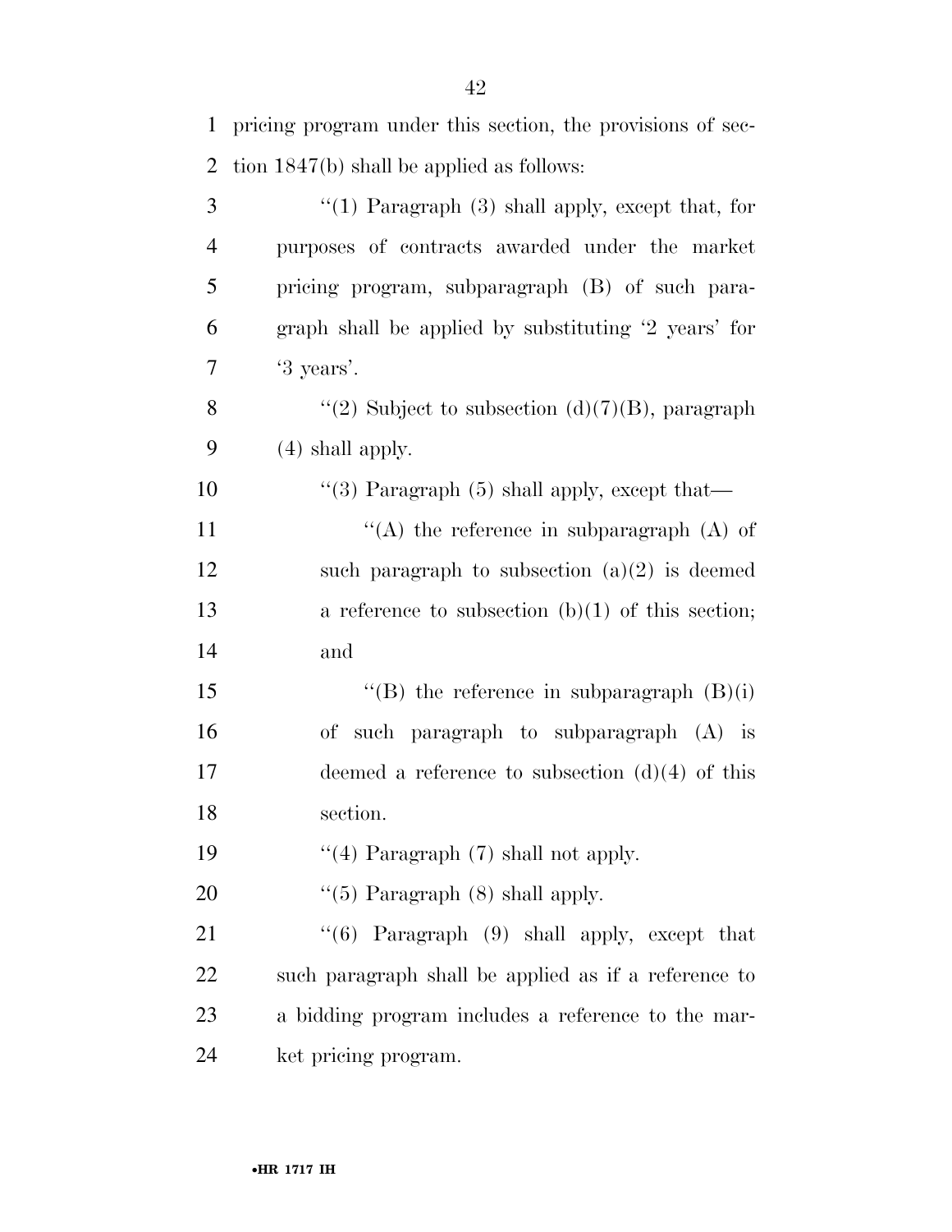pricing program under this section, the provisions of section 1847(b) shall be applied as follows:

''(1) Paragraph (3) shall apply, except that, for purposes of contracts awarded under the market pricing program, subparagraph (B) of such paragraph shall be applied by substituting '2 years' for '3 years'.

''(2) Subject to subsection (d)(7)(B), paragraph (4) shall apply.

''(3) Paragraph (5) shall apply, except that—

''(A) the reference in subparagraph (A) of such paragraph to subsection (a)(2) is deemed a reference to subsection (b)(1) of this section; and

''(B) the reference in subparagraph (B)(i) of such paragraph to subparagraph (A) is deemed a reference to subsection (d)(4) of this section.

''(4) Paragraph (7) shall not apply.

''(5) Paragraph (8) shall apply.

''(6) Paragraph (9) shall apply, except that such paragraph shall be applied as if a reference to a bidding program includes a reference to the market pricing program.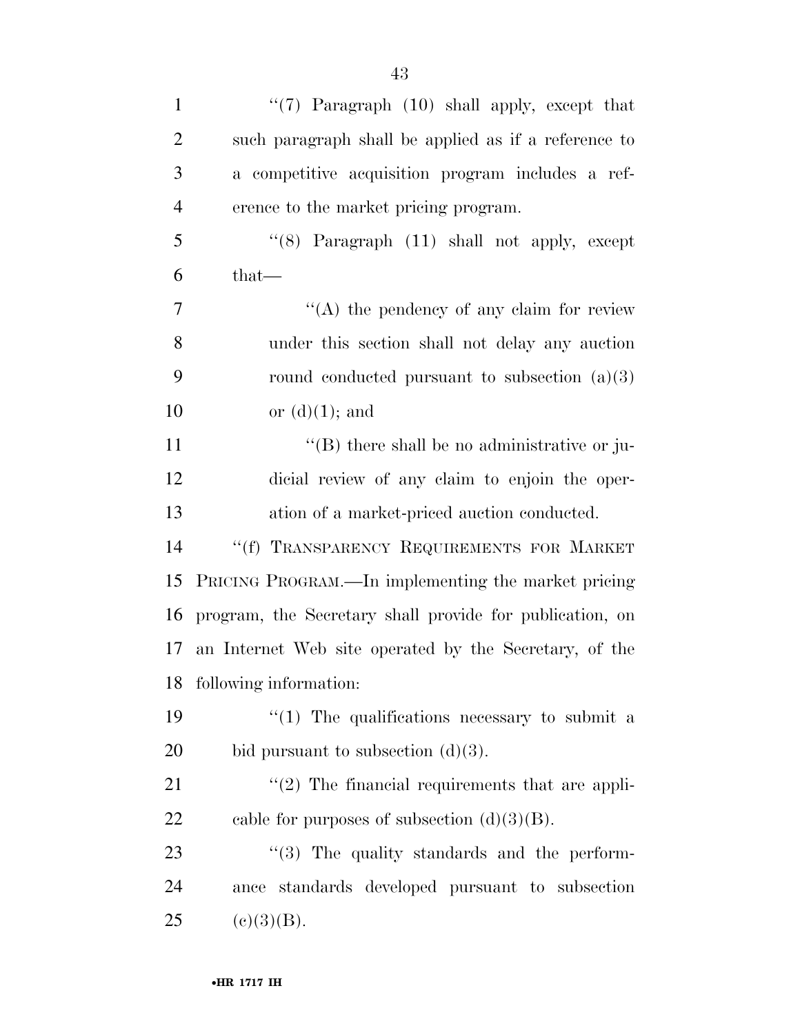"(7) Paragraph (10) shall apply, except that such paragraph shall be applied as if a reference to a competitive acquisition program includes a reference to the market pricing program.

"(8) Paragraph (11) shall not apply, except that—

"(A) the pendency of any claim for review under this section shall not delay any auction round conducted pursuant to subsection (a)(3) or (d)(1); and

"(B) there shall be no administrative or judicial review of any claim to enjoin the operation of a market-priced auction conducted.

"(f) TRANSPARENCY REQUIREMENTS FOR MARKET PRICING PROGRAM.—In implementing the market pricing program, the Secretary shall provide for publication, on an Internet Web site operated by the Secretary, of the following information:

"(1) The qualifications necessary to submit a bid pursuant to subsection (d)(3).

"(2) The financial requirements that are applicable for purposes of subsection (d)(3)(B).

"(3) The quality standards and the performance standards developed pursuant to subsection (c)(3)(B).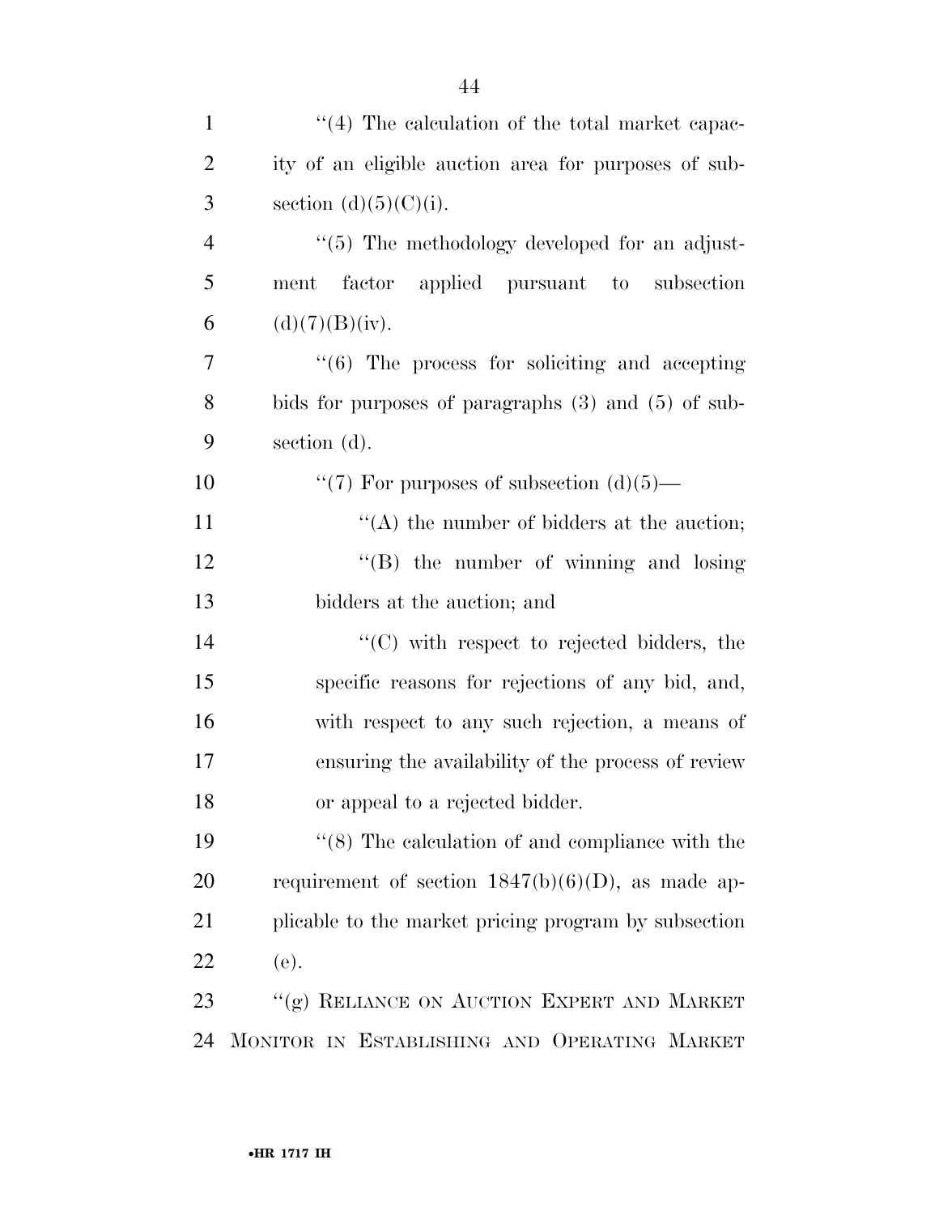"(4) The calculation of the total market capacity of an eligible auction area for purposes of subsection (d)(5)(C)(i).

"(5) The methodology developed for an adjustment factor applied pursuant to subsection (d)(7)(B)(iv).

"(6) The process for soliciting and accepting bids for purposes of paragraphs (3) and (5) of subsection (d).

"(7) For purposes of subsection (d)(5)—

"(A) the number of bidders at the auction;

"(B) the number of winning and losing bidders at the auction; and

"(C) with respect to rejected bidders, the specific reasons for rejections of any bid, and, with respect to any such rejection, a means of ensuring the availability of the process of review or appeal to a rejected bidder.

"(8) The calculation of and compliance with the requirement of section 1847(b)(6)(D), as made applicable to the market pricing program by subsection (e).

"(g) RELIANCE ON AUCTION EXPERT AND MARKET MONITOR IN ESTABLISHING AND OPERATING MARKET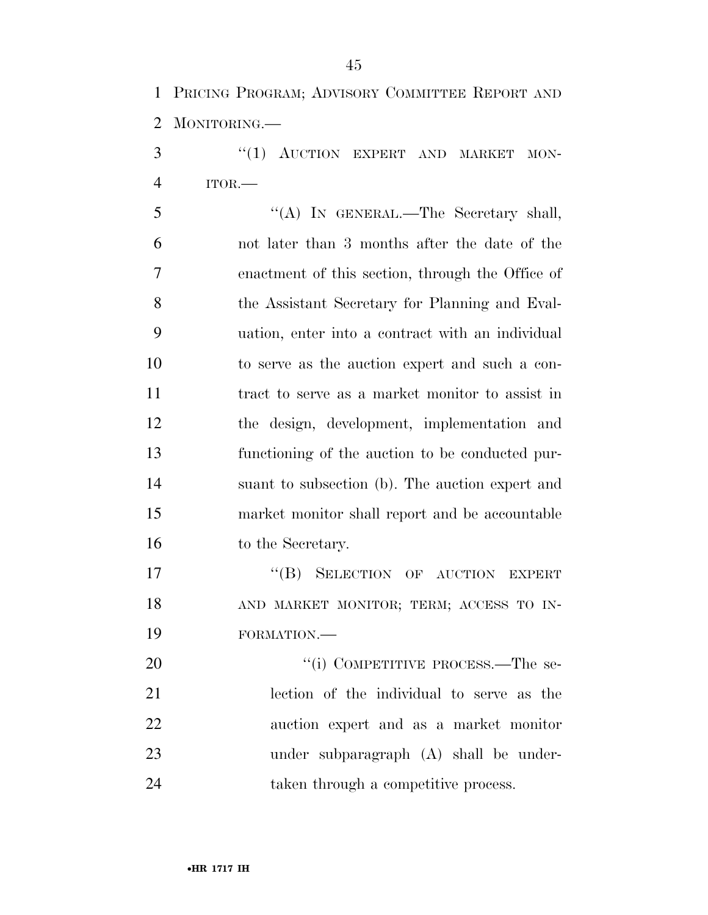PRICING PROGRAM; ADVISORY COMMITTEE REPORT AND MONITORING.—

"(1) AUCTION EXPERT AND MARKET MONITOR.—

"(A) IN GENERAL.—The Secretary shall, not later than 3 months after the date of the enactment of this section, through the Office of the Assistant Secretary for Planning and Evaluation, enter into a contract with an individual to serve as the auction expert and such a contract to serve as a market monitor to assist in the design, development, implementation and functioning of the auction to be conducted pursuant to subsection (b). The auction expert and market monitor shall report and be accountable to the Secretary.

"(B) SELECTION OF AUCTION EXPERT AND MARKET MONITOR; TERM; ACCESS TO INFORMATION.—

"(i) COMPETITIVE PROCESS.—The selection of the individual to serve as the auction expert and as a market monitor under subparagraph (A) shall be undertaken through a competitive process.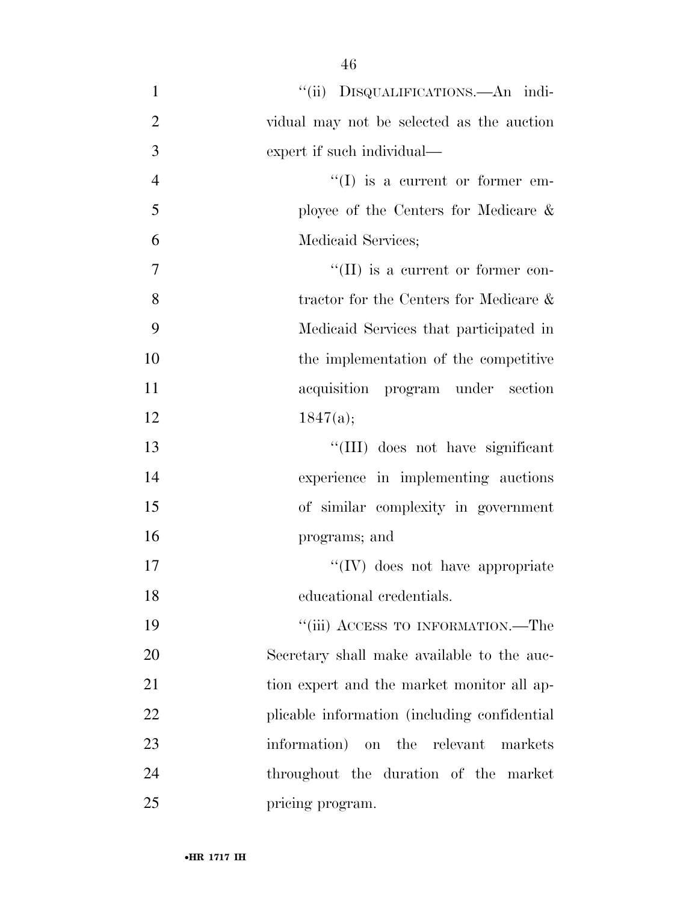"(ii) DISQUALIFICATIONS.—An individual may not be selected as the auction expert if such individual—

"(I) is a current or former employee of the Centers for Medicare & Medicaid Services;

"(II) is a current or former contractor for the Centers for Medicare & Medicaid Services that participated in the implementation of the competitive acquisition program under section 1847(a);

"(III) does not have significant experience in implementing auctions of similar complexity in government programs; and

"(IV) does not have appropriate educational credentials.

"(iii) ACCESS TO INFORMATION.—The Secretary shall make available to the auction expert and the market monitor all applicable information (including confidential information) on the relevant markets throughout the duration of the market pricing program.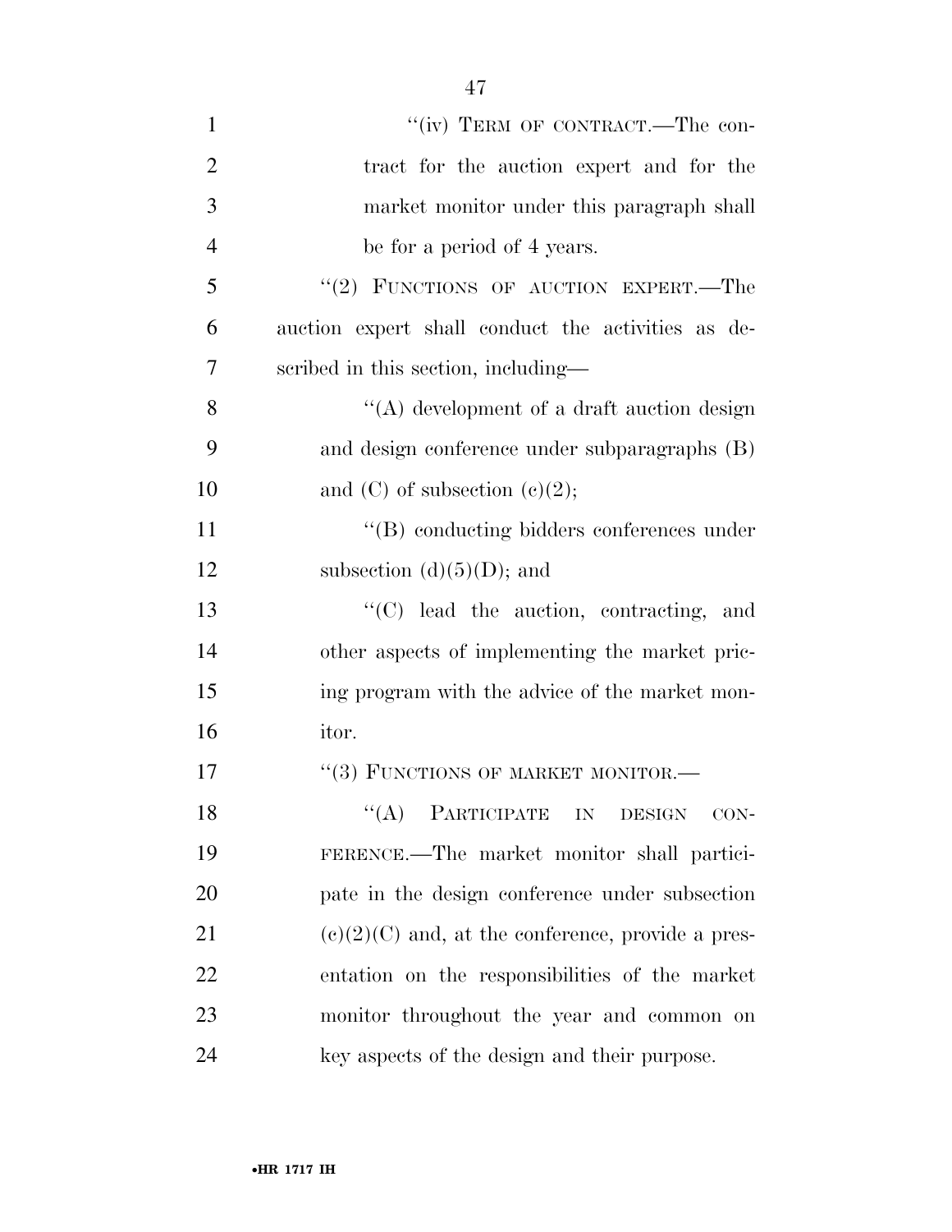"(iv) TERM OF CONTRACT.—The contract for the auction expert and for the market monitor under this paragraph shall be for a period of 4 years.

"(2) FUNCTIONS OF AUCTION EXPERT.—The auction expert shall conduct the activities as described in this section, including—

"(A) development of a draft auction design and design conference under subparagraphs (B) and (C) of subsection (c)(2);

"(B) conducting bidders conferences under subsection (d)(5)(D); and

"(C) lead the auction, contracting, and other aspects of implementing the market pricing program with the advice of the market monitor.

"(3) FUNCTIONS OF MARKET MONITOR.—

"(A) PARTICIPATE IN DESIGN CONFERENCE.—The market monitor shall participate in the design conference under subsection (c)(2)(C) and, at the conference, provide a presentation on the responsibilities of the market monitor throughout the year and common on key aspects of the design and their purpose.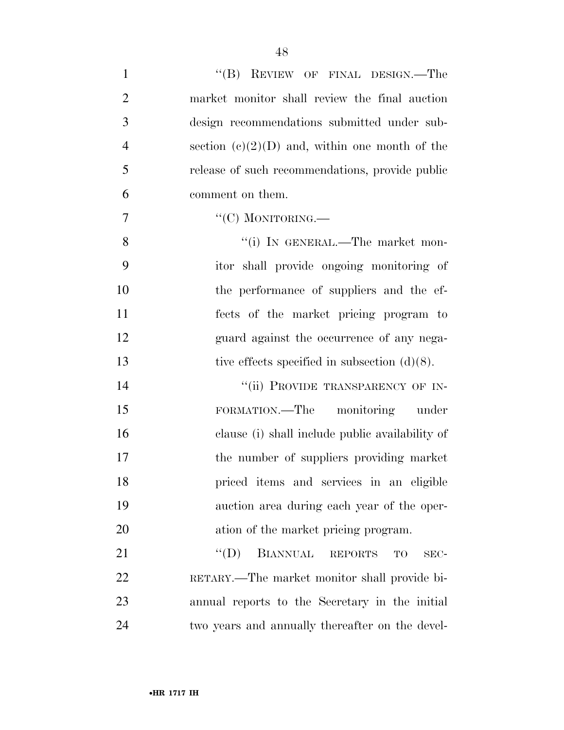"(B) REVIEW OF FINAL DESIGN.—The market monitor shall review the final auction design recommendations submitted under subsection (c)(2)(D) and, within one month of the release of such recommendations, provide public comment on them.

"(C) MONITORING.—

"(i) IN GENERAL.—The market monitor shall provide ongoing monitoring of the performance of suppliers and the effects of the market pricing program to guard against the occurrence of any negative effects specified in subsection (d)(8).

"(ii) PROVIDE TRANSPARENCY OF INFORMATION.—The monitoring under clause (i) shall include public availability of the number of suppliers providing market priced items and services in an eligible auction area during each year of the operation of the market pricing program.

"(D) BIANNUAL REPORTS TO SECRETARY.—The market monitor shall provide biannual reports to the Secretary in the initial two years and annually thereafter on the devel-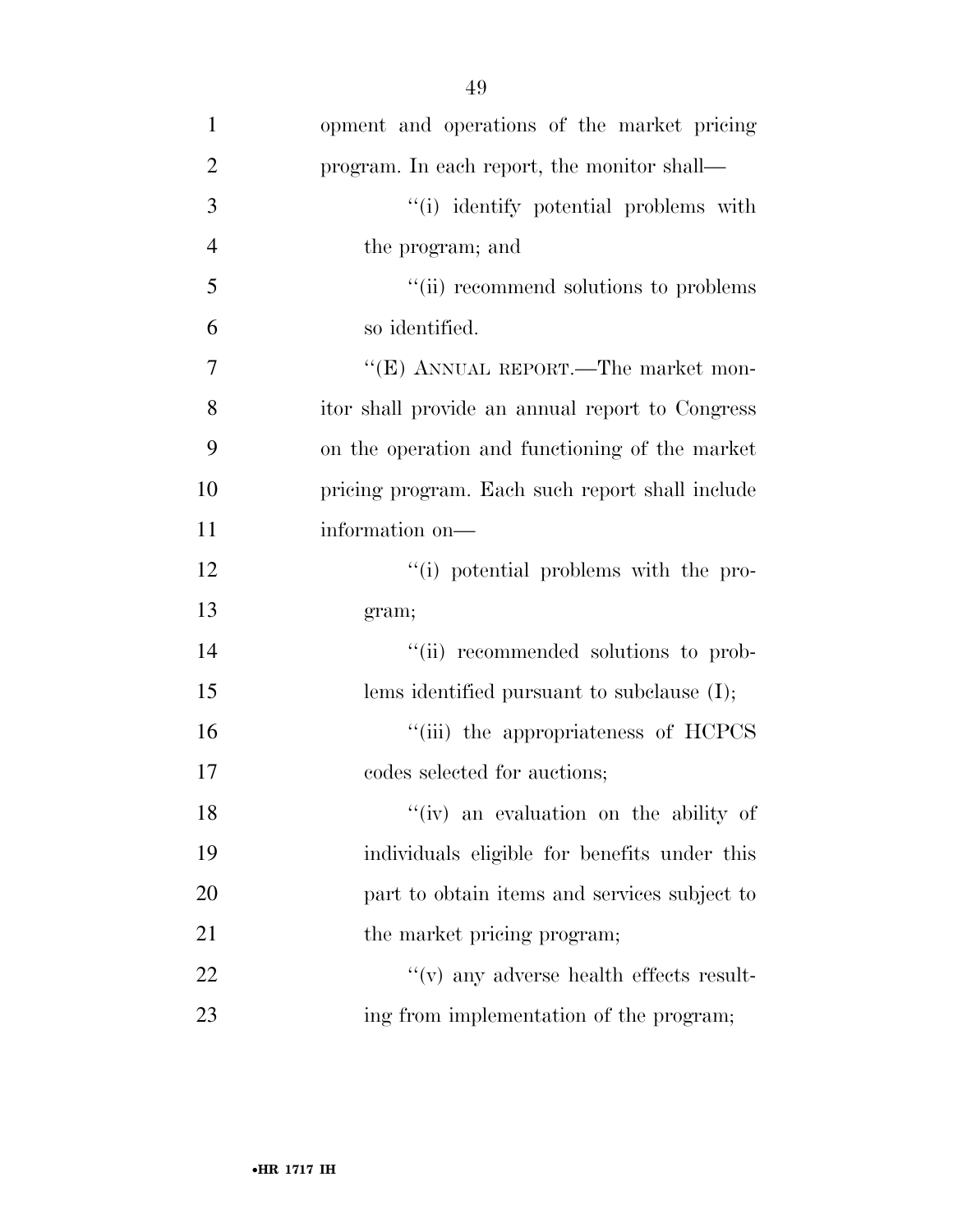opment and operations of the market pricing program. In each report, the monitor shall—

''(i) identify potential problems with the program; and

''(ii) recommend solutions to problems so identified.

''(E) ANNUAL REPORT.—The market monitor shall provide an annual report to Congress on the operation and functioning of the market pricing program. Each such report shall include information on—

''(i) potential problems with the program;

''(ii) recommended solutions to problems identified pursuant to subclause (I);

''(iii) the appropriateness of HCPCS codes selected for auctions;

''(iv) an evaluation on the ability of individuals eligible for benefits under this part to obtain items and services subject to the market pricing program;

''(v) any adverse health effects resulting from implementation of the program;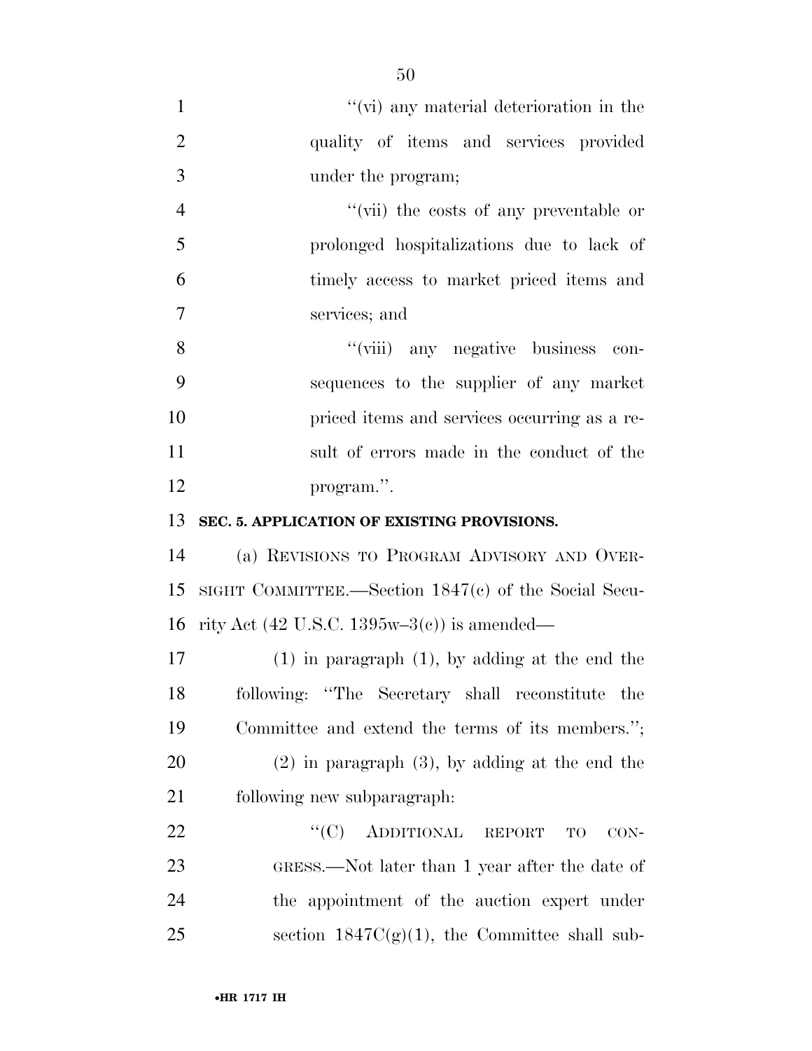''(vi) any material deterioration in the quality of items and services provided under the program;

''(vii) the costs of any preventable or prolonged hospitalizations due to lack of timely access to market priced items and services; and

''(viii) any negative business consequences to the supplier of any market priced items and services occurring as a result of errors made in the conduct of the program.''.

**SEC. 5. APPLICATION OF EXISTING PROVISIONS.**

(a) REVISIONS TO PROGRAM ADVISORY AND OVERSIGHT COMMITTEE.—Section 1847(c) of the Social Security Act (42 U.S.C. 1395w–3(c)) is amended—

(1) in paragraph (1), by adding at the end the following: ''The Secretary shall reconstitute the Committee and extend the terms of its members.'';

(2) in paragraph (3), by adding at the end the following new subparagraph:

''(C) ADDITIONAL REPORT TO CONGRESS.—Not later than 1 year after the date of the appointment of the auction expert under section 1847C(g)(1), the Committee shall sub-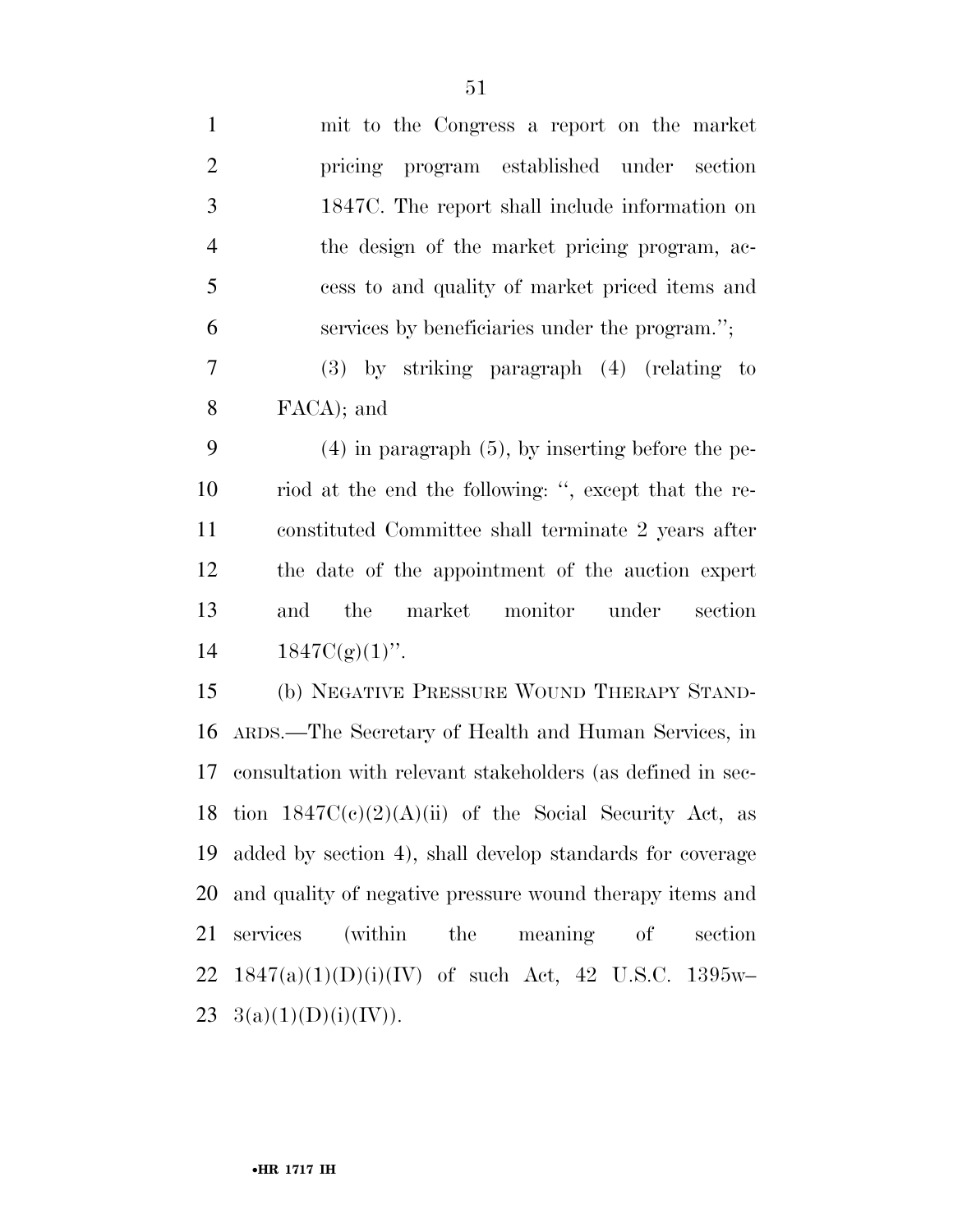mit to the Congress a report on the market pricing program established under section 1847C. The report shall include information on the design of the market pricing program, access to and quality of market priced items and services by beneficiaries under the program.'';

(3) by striking paragraph (4) (relating to FACA); and

(4) in paragraph (5), by inserting before the period at the end the following: '', except that the reconstituted Committee shall terminate 2 years after the date of the appointment of the auction expert and the market monitor under section 1847C(g)(1)''.

(b) NEGATIVE PRESSURE WOUND THERAPY STANDARDS.—The Secretary of Health and Human Services, in consultation with relevant stakeholders (as defined in section 1847C(c)(2)(A)(ii) of the Social Security Act, as added by section 4), shall develop standards for coverage and quality of negative pressure wound therapy items and services (within the meaning of section 1847(a)(1)(D)(i)(IV) of such Act, 42 U.S.C. 1395w–3(a)(1)(D)(i)(IV)).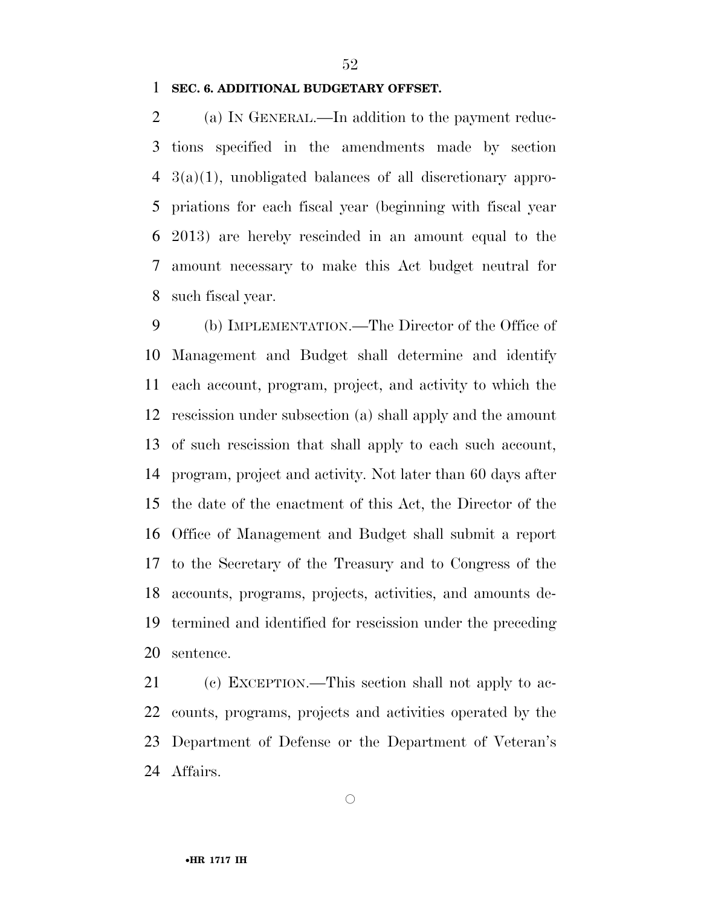**SEC. 6. ADDITIONAL BUDGETARY OFFSET.**

(a) IN GENERAL.—In addition to the payment reductions specified in the amendments made by section 3(a)(1), unobligated balances of all discretionary appropriations for each fiscal year (beginning with fiscal year 2013) are hereby rescinded in an amount equal to the amount necessary to make this Act budget neutral for such fiscal year.

(b) IMPLEMENTATION.—The Director of the Office of Management and Budget shall determine and identify each account, program, project, and activity to which the rescission under subsection (a) shall apply and the amount of such rescission that shall apply to each such account, program, project and activity. Not later than 60 days after the date of the enactment of this Act, the Director of the Office of Management and Budget shall submit a report to the Secretary of the Treasury and to Congress of the accounts, programs, projects, activities, and amounts determined and identified for rescission under the preceding sentence.

(c) EXCEPTION.—This section shall not apply to accounts, programs, projects and activities operated by the Department of Defense or the Department of Veteran's Affairs.

○